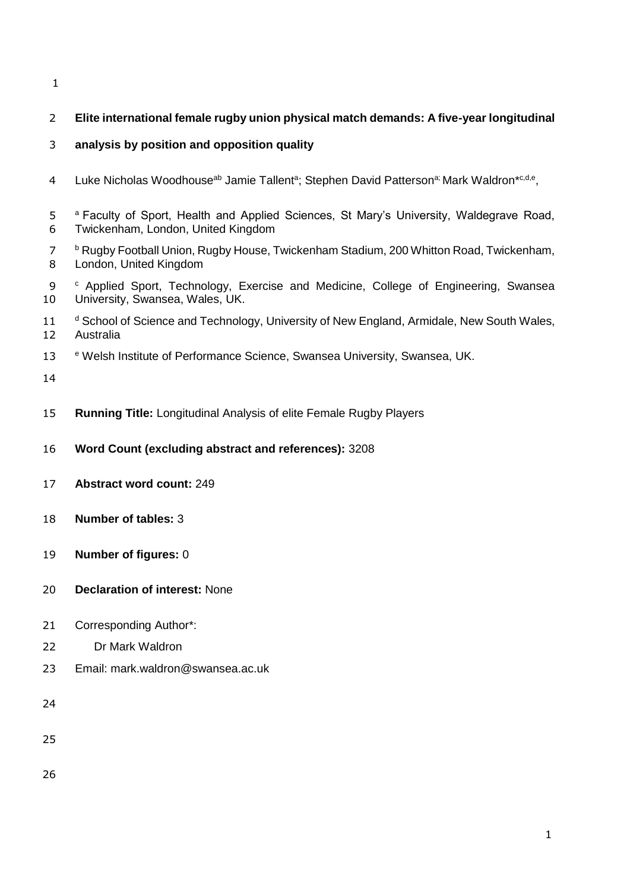# Elite international female rugby union physical match demands: A five-year longitudinal analysis by position and opposition quality

Luke Nicholas Woodhouse[ab] Jamie Tallent[a]; Stephen David Patterson[a;] Mark Waldron*[c,d,e],

[a] Faculty of Sport, Health and Applied Sciences, St Mary's University, Waldegrave Road, Twickenham, London, United Kingdom

[b] Rugby Football Union, Rugby House, Twickenham Stadium, 200 Whitton Road, Twickenham, London, United Kingdom

[c] Applied Sport, Technology, Exercise and Medicine, College of Engineering, Swansea University, Swansea, Wales, UK.

[d] School of Science and Technology, University of New England, Armidale, New South Wales, Australia

[e] Welsh Institute of Performance Science, Swansea University, Swansea, UK.

**Running Title:** Longitudinal Analysis of elite Female Rugby Players

**Word Count (excluding abstract and references):** 3208

**Abstract word count:** 249

**Number of tables:** 3

**Number of figures:** 0

**Declaration of interest:** None

Corresponding Author*:

Dr Mark Waldron

Email: mark.waldron@swansea.ac.uk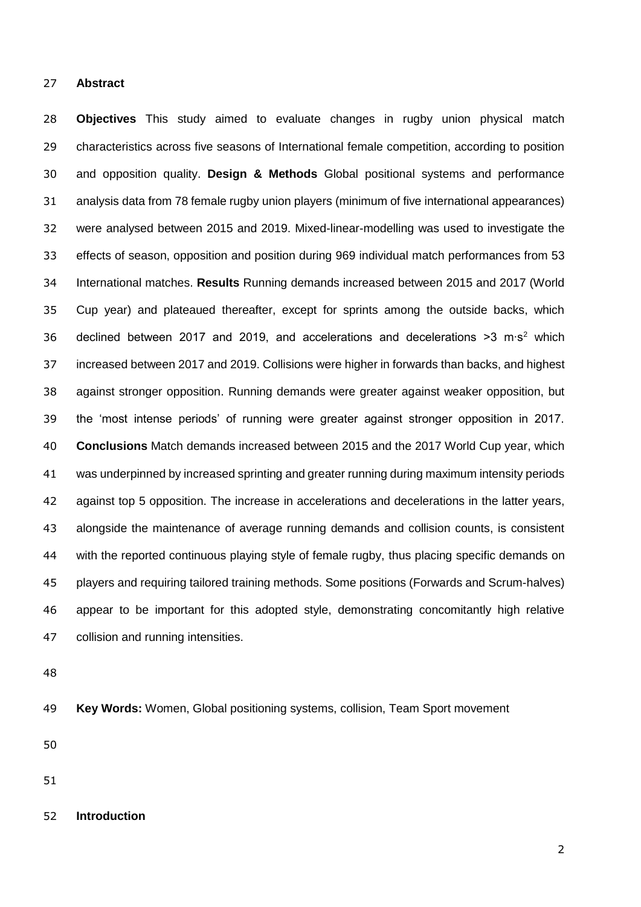## Abstract

**Objectives** This study aimed to evaluate changes in rugby union physical match characteristics across five seasons of International female competition, according to position and opposition quality. **Design & Methods** Global positional systems and performance analysis data from 78 female rugby union players (minimum of five international appearances) were analysed between 2015 and 2019. Mixed-linear-modelling was used to investigate the effects of season, opposition and position during 969 individual match performances from 53 International matches. **Results** Running demands increased between 2015 and 2017 (World Cup year) and plateaued thereafter, except for sprints among the outside backs, which declined between 2017 and 2019, and accelerations and decelerations >3 $m \cdot s^2$ which increased between 2017 and 2019. Collisions were higher in forwards than backs, and highest against stronger opposition. Running demands were greater against weaker opposition, but the 'most intense periods' of running were greater against stronger opposition in 2017. **Conclusions** Match demands increased between 2015 and the 2017 World Cup year, which was underpinned by increased sprinting and greater running during maximum intensity periods against top 5 opposition. The increase in accelerations and decelerations in the latter years, alongside the maintenance of average running demands and collision counts, is consistent with the reported continuous playing style of female rugby, thus placing specific demands on players and requiring tailored training methods. Some positions (Forwards and Scrum-halves) appear to be important for this adopted style, demonstrating concomitantly high relative collision and running intensities.

**Key Words:** Women, Global positioning systems, collision, Team Sport movement

## Introduction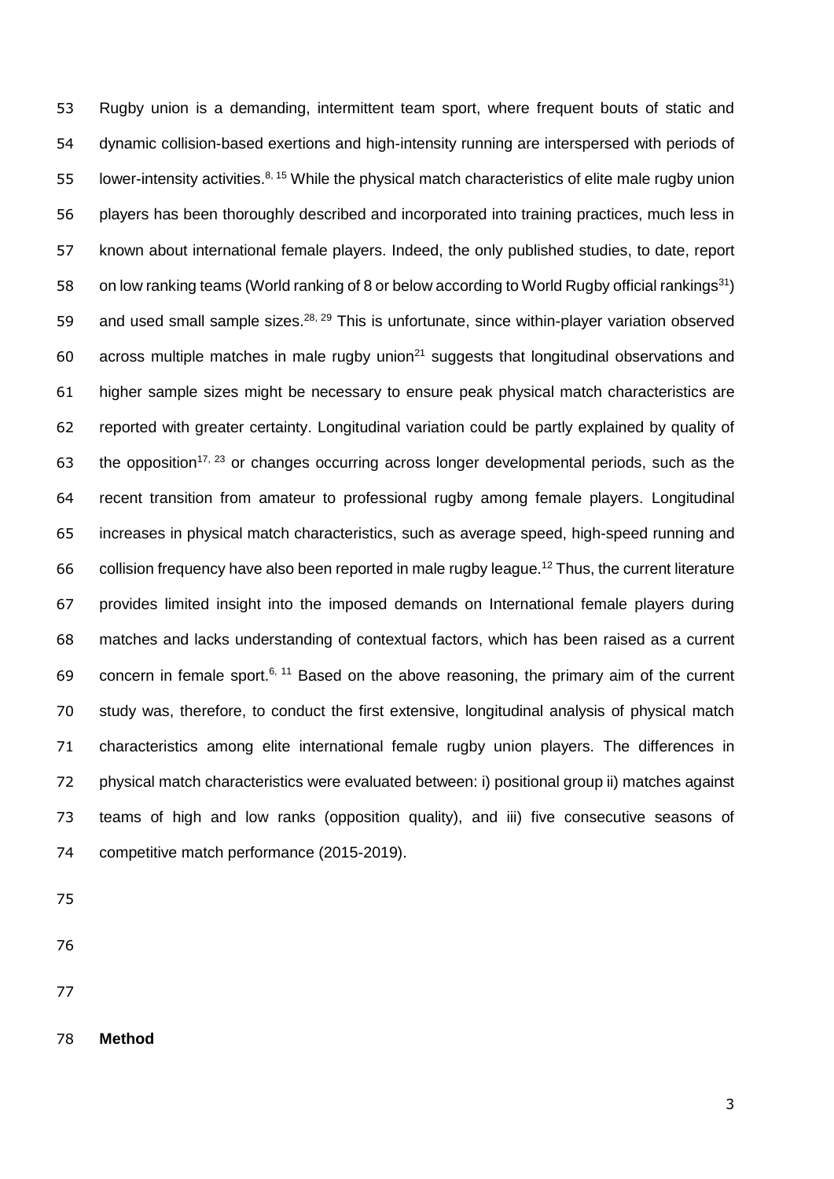Rugby union is a demanding, intermittent team sport, where frequent bouts of static and dynamic collision-based exertions and high-intensity running are interspersed with periods of lower-intensity activities.[8, 15] While the physical match characteristics of elite male rugby union players has been thoroughly described and incorporated into training practices, much less in known about international female players. Indeed, the only published studies, to date, report on low ranking teams (World ranking of 8 or below according to World Rugby official rankings[31]) and used small sample sizes.[28, 29] This is unfortunate, since within-player variation observed across multiple matches in male rugby union[21] suggests that longitudinal observations and higher sample sizes might be necessary to ensure peak physical match characteristics are reported with greater certainty. Longitudinal variation could be partly explained by quality of the opposition[17, 23] or changes occurring across longer developmental periods, such as the recent transition from amateur to professional rugby among female players. Longitudinal increases in physical match characteristics, such as average speed, high-speed running and collision frequency have also been reported in male rugby league.[12] Thus, the current literature provides limited insight into the imposed demands on International female players during matches and lacks understanding of contextual factors, which has been raised as a current concern in female sport.[6, 11] Based on the above reasoning, the primary aim of the current study was, therefore, to conduct the first extensive, longitudinal analysis of physical match characteristics among elite international female rugby union players. The differences in physical match characteristics were evaluated between: i) positional group ii) matches against teams of high and low ranks (opposition quality), and iii) five consecutive seasons of competitive match performance (2015-2019).

## Method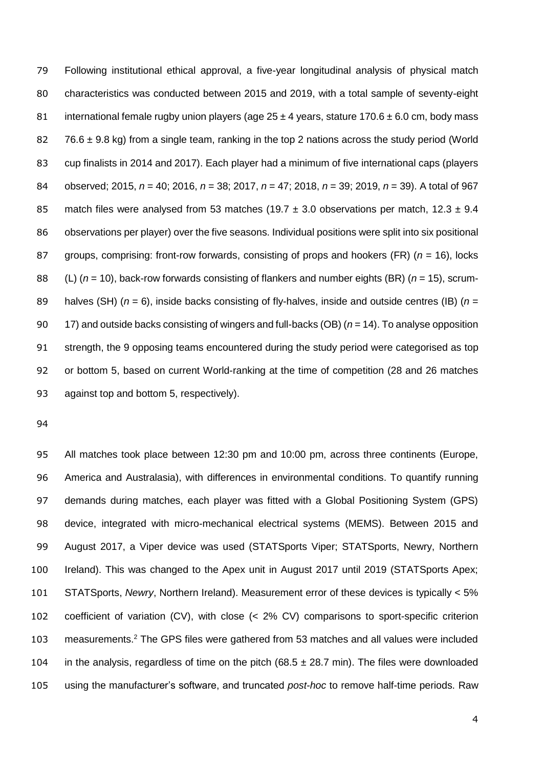Following institutional ethical approval, a five-year longitudinal analysis of physical match characteristics was conducted between 2015 and 2019, with a total sample of seventy-eight international female rugby union players (age 25 ± 4 years, stature 170.6 ± 6.0 cm, body mass 76.6 ± 9.8 kg) from a single team, ranking in the top 2 nations across the study period (World cup finalists in 2014 and 2017). Each player had a minimum of five international caps (players observed; 2015, $n$ = 40; 2016, $n$ = 38; 2017, $n$ = 47; 2018, $n$ = 39; 2019, $n$ = 39). A total of 967 match files were analysed from 53 matches (19.7 ± 3.0 observations per match, 12.3 ± 9.4 observations per player) over the five seasons. Individual positions were split into six positional groups, comprising: front-row forwards, consisting of props and hookers (FR) ($n$ = 16), locks (L) ($n$ = 10), back-row forwards consisting of flankers and number eights (BR) ($n$ = 15), scrum-halves (SH) ($n$ = 6), inside backs consisting of fly-halves, inside and outside centres (IB) ($n$ = 17) and outside backs consisting of wingers and full-backs (OB) ($n$ = 14). To analyse opposition strength, the 9 opposing teams encountered during the study period were categorised as top or bottom 5, based on current World-ranking at the time of competition (28 and 26 matches against top and bottom 5, respectively).

All matches took place between 12:30 pm and 10:00 pm, across three continents (Europe, America and Australasia), with differences in environmental conditions. To quantify running demands during matches, each player was fitted with a Global Positioning System (GPS) device, integrated with micro-mechanical electrical systems (MEMS). Between 2015 and August 2017, a Viper device was used (STATSports Viper; STATSports, Newry, Northern Ireland). This was changed to the Apex unit in August 2017 until 2019 (STATSports Apex; STATSports, *Newry*, Northern Ireland). Measurement error of these devices is typically < 5% coefficient of variation (CV), with close (< 2% CV) comparisons to sport-specific criterion measurements.[2] The GPS files were gathered from 53 matches and all values were included in the analysis, regardless of time on the pitch (68.5 ± 28.7 min). The files were downloaded using the manufacturer's software, and truncated *post-hoc* to remove half-time periods. Raw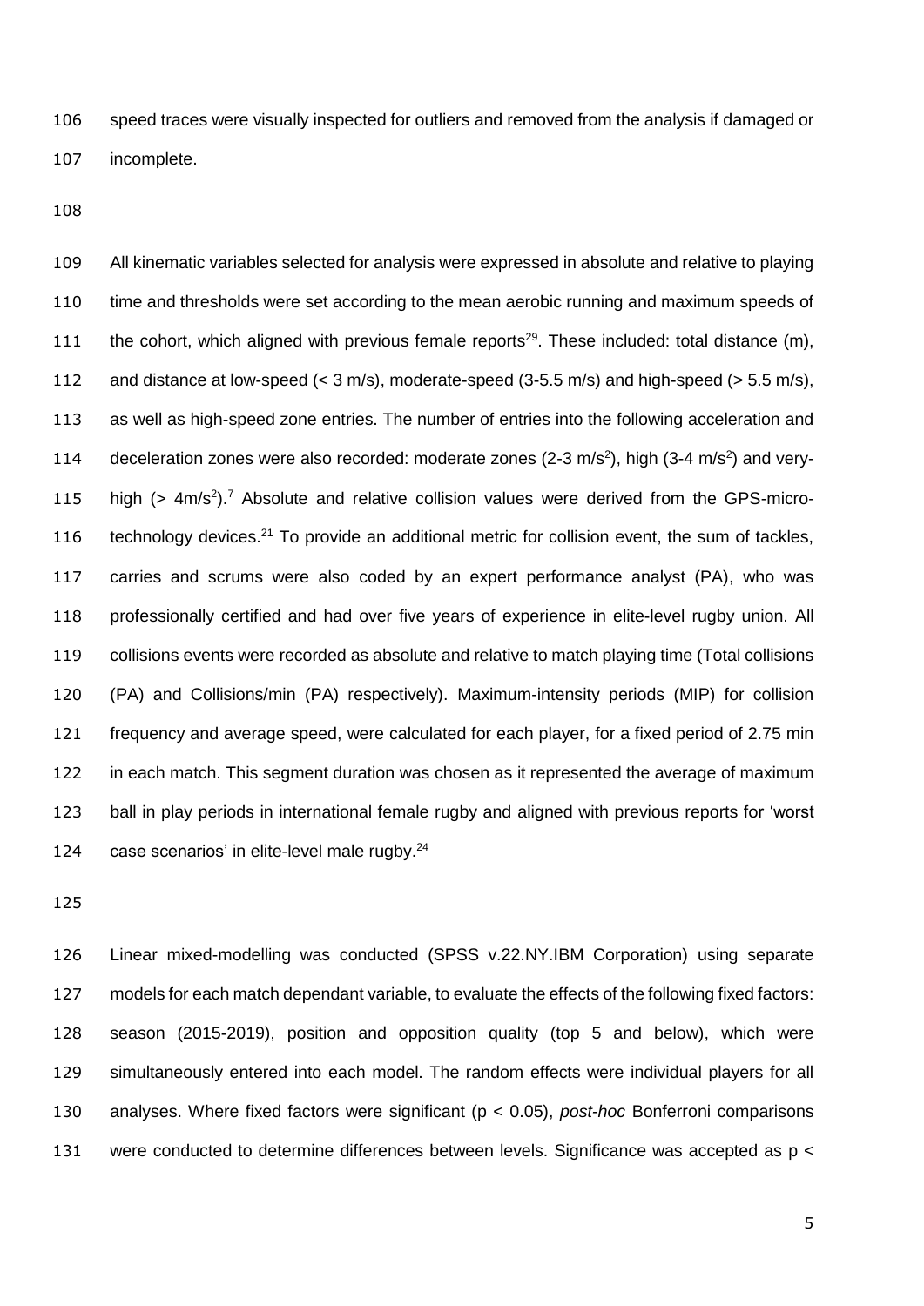speed traces were visually inspected for outliers and removed from the analysis if damaged or incomplete.

All kinematic variables selected for analysis were expressed in absolute and relative to playing time and thresholds were set according to the mean aerobic running and maximum speeds of the cohort, which aligned with previous female reports[29]. These included: total distance (m), and distance at low-speed (< 3 m/s), moderate-speed (3-5.5 m/s) and high-speed (> 5.5 m/s), as well as high-speed zone entries. The number of entries into the following acceleration and deceleration zones were also recorded: moderate zones (2-3 $m/s^2$), high (3-4 $m/s^2$) and very-high (> 4$m/s^2$).[7] Absolute and relative collision values were derived from the GPS-micro-technology devices.[21] To provide an additional metric for collision event, the sum of tackles, carries and scrums were also coded by an expert performance analyst (PA), who was professionally certified and had over five years of experience in elite-level rugby union. All collisions events were recorded as absolute and relative to match playing time (Total collisions (PA) and Collisions/min (PA) respectively). Maximum-intensity periods (MIP) for collision frequency and average speed, were calculated for each player, for a fixed period of 2.75 min in each match. This segment duration was chosen as it represented the average of maximum ball in play periods in international female rugby and aligned with previous reports for 'worst case scenarios' in elite-level male rugby.[24]

Linear mixed-modelling was conducted (SPSS v.22.NY.IBM Corporation) using separate models for each match dependant variable, to evaluate the effects of the following fixed factors: season (2015-2019), position and opposition quality (top 5 and below), which were simultaneously entered into each model. The random effects were individual players for all analyses. Where fixed factors were significant ($p < 0.05$), *post-hoc* Bonferroni comparisons were conducted to determine differences between levels. Significance was accepted as p <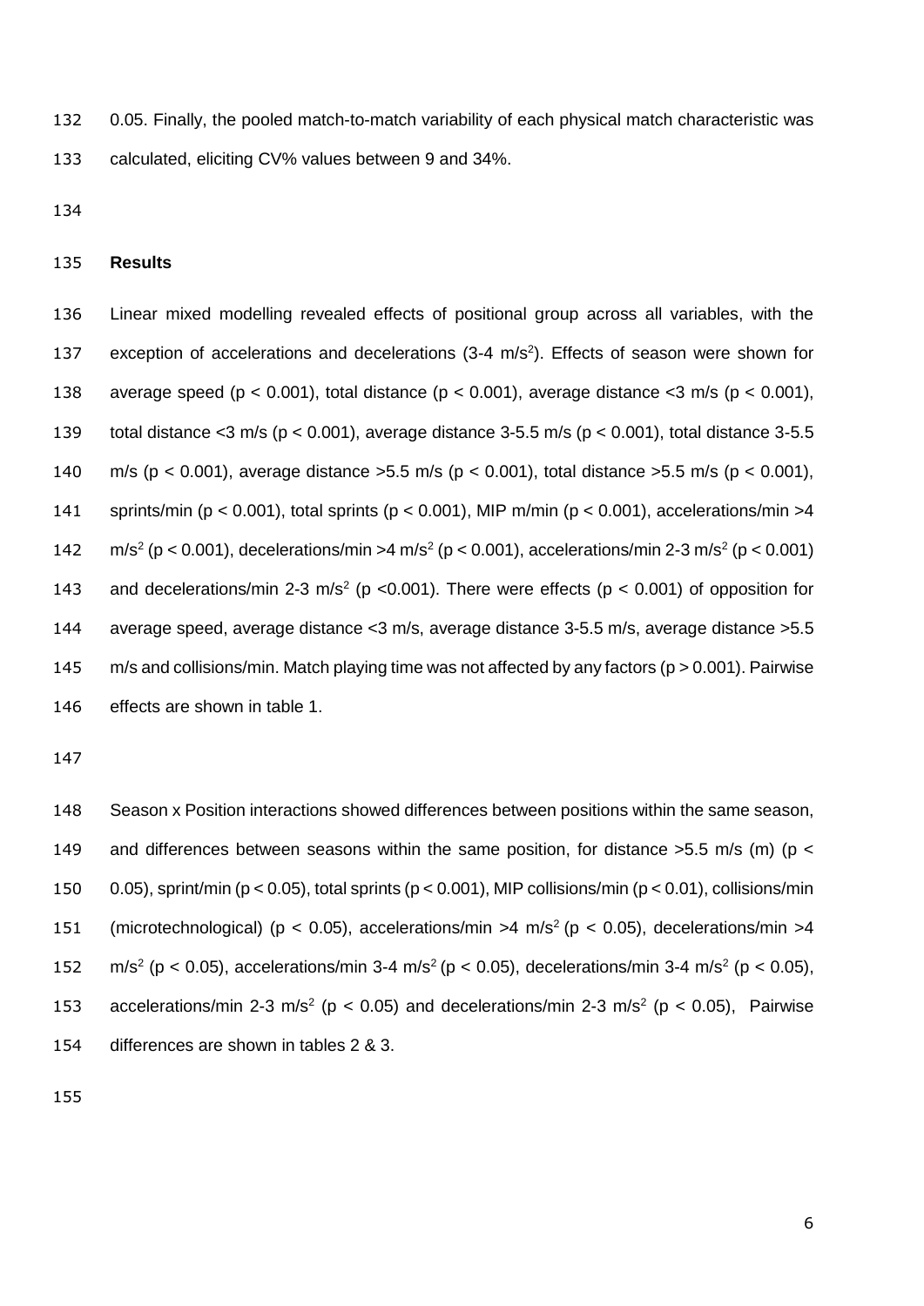0.05. Finally, the pooled match-to-match variability of each physical match characteristic was calculated, eliciting CV% values between 9 and 34%.

## Results

Linear mixed modelling revealed effects of positional group across all variables, with the exception of accelerations and decelerations (3-4 $m/s^2$). Effects of season were shown for average speed ($p < 0.001$), total distance ($p < 0.001$), average distance <3 m/s ($p < 0.001$), total distance <3 m/s ($p < 0.001$), average distance 3-5.5 m/s ($p < 0.001$), total distance 3-5.5 m/s ($p < 0.001$), average distance >5.5 m/s ($p < 0.001$), total distance >5.5 m/s ($p < 0.001$), sprints/min ($p < 0.001$), total sprints ($p < 0.001$), MIP m/min ($p < 0.001$), accelerations/min >4 $m/s^2$ ($p < 0.001$), decelerations/min >4 $m/s^2$ ($p < 0.001$), accelerations/min 2-3 $m/s^2$ ($p < 0.001$) and decelerations/min 2-3 $m/s^2$ ($p < 0.001$). There were effects ($p < 0.001$) of opposition for average speed, average distance <3 m/s, average distance 3-5.5 m/s, average distance >5.5 m/s and collisions/min. Match playing time was not affected by any factors ($p > 0.001$). Pairwise effects are shown in table 1.

Season x Position interactions showed differences between positions within the same season, and differences between seasons within the same position, for distance >5.5 m/s (m) ($p < 0.05$), sprint/min ($p < 0.05$), total sprints ($p < 0.001$), MIP collisions/min ($p < 0.01$), collisions/min (microtechnological) ($p < 0.05$), accelerations/min >4 $m/s^2$ ($p < 0.05$), decelerations/min >4 $m/s^2$ ($p < 0.05$), accelerations/min 3-4 $m/s^2$ ($p < 0.05$), decelerations/min 3-4 $m/s^2$ ($p < 0.05$), accelerations/min 2-3 $m/s^2$ ($p < 0.05$) and decelerations/min 2-3 $m/s^2$ ($p < 0.05$), Pairwise differences are shown in tables 2 & 3.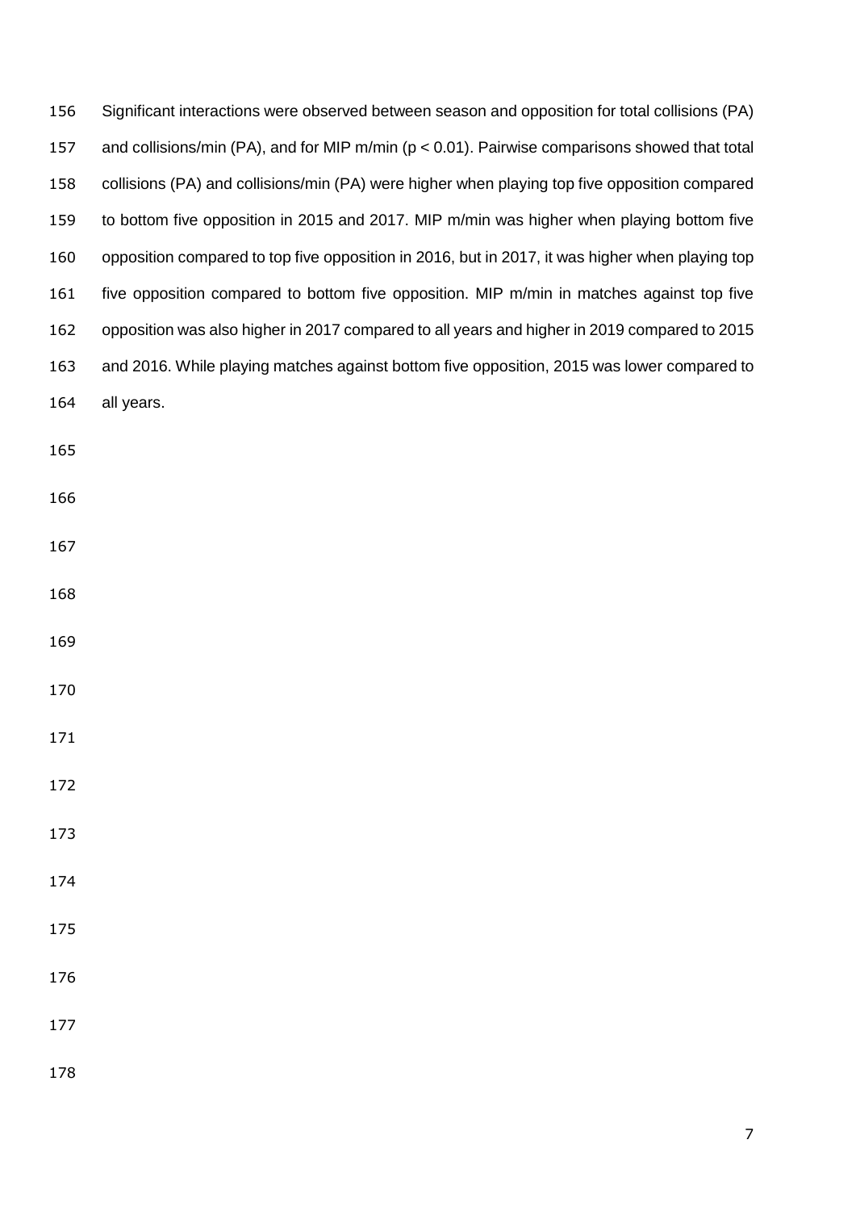Significant interactions were observed between season and opposition for total collisions (PA) and collisions/min (PA), and for MIP m/min ($p < 0.01$). Pairwise comparisons showed that total collisions (PA) and collisions/min (PA) were higher when playing top five opposition compared to bottom five opposition in 2015 and 2017. MIP m/min was higher when playing bottom five opposition compared to top five opposition in 2016, but in 2017, it was higher when playing top five opposition compared to bottom five opposition. MIP m/min in matches against top five opposition was also higher in 2017 compared to all years and higher in 2019 compared to 2015 and 2016. While playing matches against bottom five opposition, 2015 was lower compared to all years.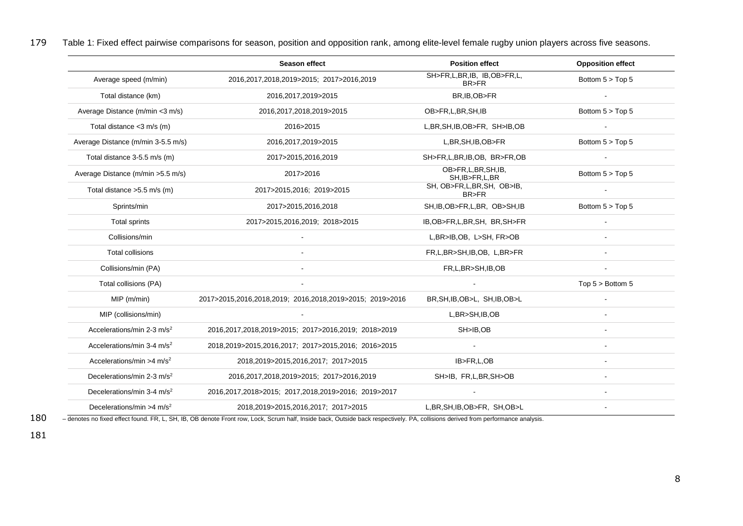Table 1: Fixed effect pairwise comparisons for season, position and opposition rank, among elite-level female rugby union players across five seasons.

| | Season effect | Position effect | Opposition effect |
|---|---|---|---|
| Average speed (m/min) | 2016,2017,2018,2019>2015; 2017>2016,2019 | SH>FR,L,BR,IB, IB,OB>FR,L, BR>FR | Bottom 5 > Top 5 |
| Total distance (km) | 2016,2017,2019>2015 | BR,IB,OB>FR | - |
| Average Distance (m/min <3 m/s) | 2016,2017,2018,2019>2015 | OB>FR,L,BR,SH,IB | Bottom 5 > Top 5 |
| Total distance <3 m/s (m) | 2016>2015 | L,BR,SH,IB,OB>FR, SH>IB,OB | - |
| Average Distance (m/min 3-5.5 m/s) | 2016,2017,2019>2015 | L,BR,SH,IB,OB>FR | Bottom 5 > Top 5 |
| Total distance 3-5.5 m/s (m) | 2017>2015,2016,2019 | SH>FR,L,BR,IB,OB, BR>FR,OB | - |
| Average Distance (m/min >5.5 m/s) | 2017>2016 | OB>FR,L,BR,SH,IB, SH,IB>FR,L,BR | Bottom 5 > Top 5 |
| Total distance >5.5 m/s (m) | 2017>2015,2016; 2019>2015 | SH, OB>FR,L,BR,SH, OB>IB, BR>FR | - |
| Sprints/min | 2017>2015,2016,2018 | SH,IB,OB>FR,L,BR, OB>SH,IB | Bottom 5 > Top 5 |
| Total sprints | 2017>2015,2016,2019; 2018>2015 | IB,OB>FR,L,BR,SH, BR,SH>FR | - |
| Collisions/min | - | L,BR>IB,OB, L>SH, FR>OB | - |
| Total collisions | - | FR,L,BR>SH,IB,OB, L,BR>FR | - |
| Collisions/min (PA) | - | FR,L,BR>SH,IB,OB | - |
| Total collisions (PA) | - | - | Top 5 > Bottom 5 |
| MIP (m/min) | 2017>2015,2016,2018,2019; 2016,2018,2019>2015; 2019>2016 | BR,SH,IB,OB>L, SH,IB,OB>L | - |
| MIP (collisions/min) | - | L,BR>SH,IB,OB | - |
| Accelerations/min 2-3 m/s$^2$ | 2016,2017,2018,2019>2015; 2017>2016,2019; 2018>2019 | SH>IB,OB | - |
| Accelerations/min 3-4 m/s$^2$ | 2018,2019>2015,2016,2017; 2017>2015,2016; 2016>2015 | - | - |
| Accelerations/min >4 m/s$^2$ | 2018,2019>2015,2016,2017; 2017>2015 | IB>FR,L,OB | - |
| Decelerations/min 2-3 m/s$^2$ | 2016,2017,2018,2019>2015; 2017>2016,2019 | SH>IB, FR,L,BR,SH>OB | - |
| Decelerations/min 3-4 m/s$^2$ | 2016,2017,2018>2015; 2017,2018,2019>2016; 2019>2017 | - | - |
| Decelerations/min >4 m/s$^2$ | 2018,2019>2015,2016,2017; 2017>2015 | L,BR,SH,IB,OB>FR, SH,OB>L | - |

– denotes no fixed effect found. FR, L, SH, IB, OB denote Front row, Lock, Scrum half, Inside back, Outside back respectively. PA, collisions derived from performance analysis.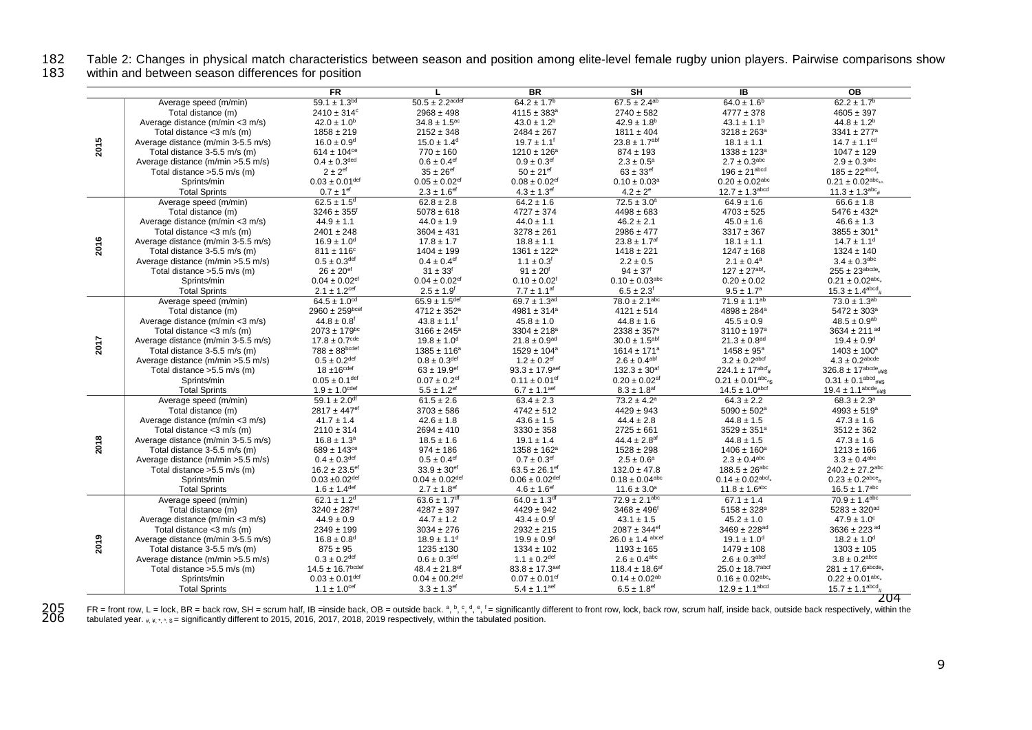Table 2: Changes in physical match characteristics between season and position among elite-level female rugby union players. Pairwise comparisons show within and between season differences for position

| | | FR | L | BR | SH | IB | OB |
|---|---|---|---|---|---|---|---|
| 2015 | Average speed (m/min) | 59.1 ± 1.3$^{bd}$ | 50.5 ± 2.2$^{acdef}$ | 64.2 ± 1.7$^{b}$ | 67.5 ± 2.4$^{ab}$ | 64.0 ± 1.6$^{b}$ | 62.2 ± 1.7$^{b}$ |
| | Total distance (m) | 2410 ± 314$^{c}$ | 2968 ± 498 | 4115 ± 383$^{a}$ | 2740 ± 582 | 4777 ± 378 | 4605 ± 397 |
| | Average distance (m/min <3 m/s) | 42.0 ± 1.0$^{b}$ | 34.8 ± 1.5$^{ac}$ | 43.0 ± 1.2$^{b}$ | 42.9 ± 1.8$^{b}$ | 43.1 ± 1.1$^{b}$ | 44.8 ± 1.2$^{b}$ |
| | Total distance <3 m/s (m) | 1858 ± 219 | 2152 ± 348 | 2484 ± 267 | 1811 ± 404 | 3218 ± 263$^{a}$ | 3341 ± 277$^{a}$ |
| | Average distance (m/min 3-5.5 m/s) | 16.0 ± 0.9$^{d}$ | 15.0 ± 1.4$^{d}$ | 19.7 ± 1.1$^{f}$ | 23.8 ± 1.7$^{abf}$ | 18.1 ± 1.1 | 14.7 ± 1.1$^{cd}$ |
| | Total distance 3-5.5 m/s (m) | 614 ± 104$^{ce}$ | 770 ± 160 | 1210 ± 126$^{a}$ | 874 ± 193 | 1338 ± 123$^{a}$ | 1047 ± 129 |
| | Average distance (m/min >5.5 m/s) | 0.4 ± 0.3$^{ded}$ | 0.6 ± 0.4$^{ef}$ | 0.9 ± 0.3$^{ef}$ | 2.3 ± 0.5$^{a}$ | 2.7 ± 0.3$^{abc}$ | 2.9 ± 0.3$^{abc}$ |
| | Total distance >5.5 m/s (m) | 2 ± 2$^{ef}$ | 35 ± 26$^{ef}$ | 50 ± 21$^{ef}$ | 63 ± 33$^{ef}$ | 196 ± 21$^{abcd}$ | 185 ± 22$^{abcd}$* |
| | Sprints/min | 0.03 ± 0.01$^{def}$ | 0.05 ± 0.02$^{ef}$ | 0.08 ± 0.02$^{ef}$ | 0.10 ± 0.03$^{a}$ | 0.20 ± 0.02$^{abc}$ | 0.21 ± 0.02$^{abc}$*^ |
| | Total Sprints | 0.7 ± 1$^{ef}$ | 2.3 ± 1.6$^{ef}$ | 4.3 ± 1.3$^{ef}$ | 4.2 ± 2$^{e}$ | 12.7 ± 1.3$^{abcd}$ | 11.3 ± 1.3$^{abc}$# |
| 2016 | Average speed (m/min) | 62.5 ± 1.5$^{d}$ | 62.8 ± 2.8 | 64.2 ± 1.6 | 72.5 ± 3.0$^{a}$ | 64.9 ± 1.6 | 66.6 ± 1.8 |
| | Total distance (m) | 3246 ± 355$^{f}$ | 5078 ± 618 | 4727 ± 374 | 4498 ± 683 | 4703 ± 525 | 5476 ± 432$^{a}$ |
| | Average distance (m/min <3 m/s) | 44.9 ± 1.1 | 44.0 ± 1.9 | 44.0 ± 1.1 | 46.2 ± 2.1 | 45.0 ± 1.6 | 46.6 ± 1.3 |
| | Total distance <3 m/s (m) | 2401 ± 248 | 3604 ± 431 | 3278 ± 261 | 2986 ± 477 | 3317 ± 367 | 3855 ± 301$^{a}$ |
| | Average distance (m/min 3-5.5 m/s) | 16.9 ± 1.0$^{d}$ | 17.8 ± 1.7 | 18.8 ± 1.1 | 23.8 ± 1.7$^{af}$ | 18.1 ± 1.1 | 14.7 ± 1.1$^{d}$ |
| | Total distance 3-5.5 m/s (m) | 811 ± 116$^{c}$ | 1404 ± 199 | 1361 ± 122$^{a}$ | 1418 ± 221 | 1247 ± 168 | 1324 ± 140 |
| | Average distance (m/min >5.5 m/s) | 0.5 ± 0.3$^{def}$ | 0.4 ± 0.4$^{ef}$ | 1.1 ± 0.3$^{f}$ | 2.2 ± 0.5 | 2.1 ± 0.4$^{a}$ | 3.4 ± 0.3$^{abc}$ |
| | Total distance >5.5 m/s (m) | 26 ± 20$^{ef}$ | 31 ± 33$^{f}$ | 91 ± 20$^{f}$ | 94 ± 37$^{f}$ | 127 ± 27$^{abf}$* | 255 ± 23$^{abcde}$* |
| | Sprints/min | 0.04 ± 0.02$^{ef}$ | 0.04 ± 0.02$^{ef}$ | 0.10 ± 0.02$^{f}$ | 0.10 ± 0.03$^{abc}$ | 0.20 ± 0.02 | 0.21 ± 0.02$^{abc}$* |
| | Total Sprints | 2.1 ± 1.2$^{cef}$ | 2.5 ± 1.9$^{f}$ | 7.7 ± 1.1$^{af}$ | 6.5 ± 2.3$^{f}$ | 9.5 ± 1.7$^{a}$ | 15.3 ± 1.4$^{abcd}$# |
| 2017 | Average speed (m/min) | 64.5 ± 1.0$^{cd}$ | 65.9 ± 1.5$^{def}$ | 69.7 ± 1.3$^{ad}$ | 78.0 ± 2.1$^{abc}$ | 71.9 ± 1.1$^{ab}$ | 73.0 ± 1.3$^{ab}$ |
| | Total distance (m) | 2960 ± 259$^{bcef}$ | 4712 ± 352$^{a}$ | 4981 ± 314$^{a}$ | 4121 ± 514 | 4898 ± 284$^{a}$ | 5472 ± 303$^{a}$ |
| | Average distance (m/min <3 m/s) | 44.8 ± 0.8$^{f}$ | 43.8 ± 1.1$^{f}$ | 45.8 ± 1.0 | 44.8 ± 1.6 | 45.5 ± 0.9 | 48.5 ± 0.9$^{ab}$ |
| | Total distance <3 m/s (m) | 2073 ± 179$^{bc}$ | 3166 ± 245$^{a}$ | 3304 ± 218$^{a}$ | 2338 ± 357$^{e}$ | 3110 ± 197$^{a}$ | 3634 ± 211 $^{ad}$ |
| | Average distance (m/min 3-5.5 m/s) | 17.8 ± 0.7$^{cde}$ | 19.8 ± 1.0$^{d}$ | 21.8 ± 0.9$^{ad}$ | 30.0 ± 1.5$^{abf}$ | 21.3 ± 0.8$^{ad}$ | 19.4 ± 0.9$^{d}$ |
| | Total distance 3-5.5 m/s (m) | 788 ± 88$^{bcdef}$ | 1385 ± 116$^{a}$ | 1529 ± 104$^{a}$ | 1614 ± 171$^{a}$ | 1458 ± 95$^{a}$ | 1403 ± 100$^{a}$ |
| | Average distance (m/min >5.5 m/s) | 0.5 ± 0.2$^{def}$ | 0.8 ± 0.3$^{def}$ | 1.2 ± 0.2$^{ef}$ | 2.6 ± 0.4$^{abf}$ | 3.2 ± 0.2$^{abcf}$ | 4.3 ± 0.2$^{abcde}$ |
| | Total distance >5.5 m/s (m) | 18 ±16$^{cdef}$ | 63 ± 19.9$^{ef}$ | 93.3 ± 17.9$^{aef}$ | 132.3 ± 30$^{af}$ | 224.1 ± 17$^{abcf}$¥ | 326.8 ± 17$^{abcde}$#¥$ |
| | Sprints/min | 0.05 ± 0.1$^{def}$ | 0.07 ± 0.2$^{ef}$ | 0.11 ± 0.01$^{ef}$ | 0.20 ± 0.02$^{af}$ | 0.21 ± 0.01$^{abc}$^$ | 0.31 ± 0.1$^{abcd}$#¥$ |
| | Total Sprints | 1.9 ± 1.0$^{cdef}$ | 5.5 ± 1.2$^{ef}$ | 6.7 ± 1.1$^{aef}$ | 8.3 ± 1.8$^{af}$ | 14.5 ± 1.0$^{abcf}$ | 19.4 ± 1.1$^{abcde}$#¥$ |
| 2018 | Average speed (m/min) | 59.1 ± 2.0$^{df}$ | 61.5 ± 2.6 | 63.4 ± 2.3 | 73.2 ± 4.2$^{a}$ | 64.3 ± 2.2 | 68.3 ± 2.3$^{a}$ |
| | Total distance (m) | 2817 ± 447$^{ef}$ | 3703 ± 586 | 4742 ± 512 | 4429 ± 943 | 5090 ± 502$^{a}$ | 4993 ± 519$^{a}$ |
| | Average distance (m/min <3 m/s) | 41.7 ± 1.4 | 42.6 ± 1.8 | 43.6 ± 1.5 | 44.4 ± 2.8 | 44.8 ± 1.5 | 47.3 ± 1.6 |
| | Total distance <3 m/s (m) | 2110 ± 314 | 2694 ± 410 | 3330 ± 358 | 2725 ± 661 | 3529 ± 351$^{a}$ | 3512 ± 362 |
| | Average distance (m/min 3-5.5 m/s) | 16.8 ± 1.3$^{a}$ | 18.5 ± 1.6 | 19.1 ± 1.4 | 44.4 ± 2.8$^{af}$ | 44.8 ± 1.5 | 47.3 ± 1.6 |
| | Total distance 3-5.5 m/s (m) | 689 ± 143$^{ce}$ | 974 ± 186 | 1358 ± 162$^{a}$ | 1528 ± 298 | 1406 ± 160$^{a}$ | 1213 ± 166 |
| | Average distance (m/min >5.5 m/s) | 0.4 ± 0.3$^{def}$ | 0.5 ± 0.4$^{ef}$ | 0.7 ± 0.3$^{ef}$ | 2.5 ± 0.6$^{a}$ | 2.3 ± 0.4$^{abc}$ | 3.3 ± 0.4$^{abc}$ |
| | Total distance >5.5 m/s (m) | 16.2 ± 23.5$^{ef}$ | 33.9 ± 30$^{ef}$ | 63.5 ± 26.1$^{ef}$ | 132.0 ± 47.8 | 188.5 ± 26$^{abc}$ | 240.2 ± 27.2$^{abc}$ |
| | Sprints/min | 0.03 ±0.02$^{def}$ | 0.04 ± 0.02$^{def}$ | 0.06 ± 0.02$^{def}$ | 0.18 ± 0.04$^{abc}$ | 0.14 ± 0.02$^{abcf}$* | 0.23 ± 0.2$^{abce}$# |
| | Total Sprints | 1.6 ± 1.4$^{def}$ | 2.7 ± 1.8$^{ef}$ | 4.6 ± 1.6$^{ef}$ | 11.6 ± 3.0$^{a}$ | 11.8 ± 1.6$^{abc}$ | 16.5 ± 1.7$^{abc}$ |
| 2019 | Average speed (m/min) | 62.1 ± 1.2$^{d}$ | 63.6 ± 1.7$^{df}$ | 64.0 ± 1.3$^{df}$ | 72.9 ± 2.1$^{abc}$ | 67.1 ± 1.4 | 70.9 ± 1.4$^{abc}$ |
| | Total distance (m) | 3240 ± 287$^{ef}$ | 4287 ± 397 | 4429 ± 942 | 3468 ± 496$^{f}$ | 5158 ± 328$^{a}$ | 5283 ± 320$^{ad}$ |
| | Average distance (m/min <3 m/s) | 44.9 ± 0.9 | 44.7 ± 1.2 | 43.4 ± 0.9$^{f}$ | 43.1 ± 1.5 | 45.2 ± 1.0 | 47.9 ± 1.0$^{c}$ |
| | Total distance <3 m/s (m) | 2349 ± 199 | 3034 ± 276 | 2932 ± 215 | 2087 ± 344$^{ef}$ | 3469 ± 228$^{ad}$ | 3636 ± 223 $^{ad}$ |
| | Average distance (m/min 3-5.5 m/s) | 16.8 ± 0.8$^{d}$ | 18.9 ± 1.1$^{d}$ | 19.9 ± 0.9$^{d}$ | 26.0 ± 1.4 $^{abcef}$ | 19.1 ± 1.0$^{d}$ | 18.2 ± 1.0$^{d}$ |
| | Total distance 3-5.5 m/s (m) | 875 ± 95 | 1235 ±130 | 1334 ± 102 | 1193 ± 165 | 1479 ± 108 | 1303 ± 105 |
| | Average distance (m/min >5.5 m/s) | 0.3 ± 0.2$^{def}$ | 0.6 ± 0.3$^{def}$ | 1.1 ± 0.2$^{def}$ | 2.6 ± 0.4$^{abc}$ | 2.6 ± 0.3$^{abcf}$ | 3.8 ± 0.2$^{abce}$ |
| | Total distance >5.5 m/s (m) | 14.5 ± 16.7$^{bcdef}$ | 48.4 ± 21.8$^{ef}$ | 83.8 ± 17.3$^{aef}$ | 118.4 ± 18.6$^{af}$ | 25.0 ± 18.7$^{abcf}$ | 281 ± 17.6$^{abcde}$* |
| | Sprints/min | 0.03 ± 0.01$^{def}$ | 0.04 ± 0.02$^{def}$ | 0.07 ± 0.01$^{ef}$ | 0.14 ± 0.02$^{ab}$ | 0.16 ± 0.02$^{abc}$* | 0.22 ± 0.01$^{abc}$* |
| | Total Sprints | 1.1 ± 1.0$^{cef}$ | 3.3 ± 1.3$^{ef}$ | 5.4 ± 1.1$^{aef}$ | 6.5 ± 1.8$^{ef}$ | 12.9 ± 1.1$^{abcd}$ | 15.7 ± 1.1$^{abcd}$# |

FR = front row, L = lock, BR = back row, SH = scrum half, IB =inside back, OB = outside back. $^{a}$, $^{b}$, $^{c}$, $^{d}$, $^{e}$, $^{f}$ = significantly different to front row, lock, back row, scrum half, inside back, outside back respectively, within the tabulated year. #, ¥, *, ^, $ = significantly different to 2015, 2016, 2017, 2018, 2019 respectively, within the tabulated position.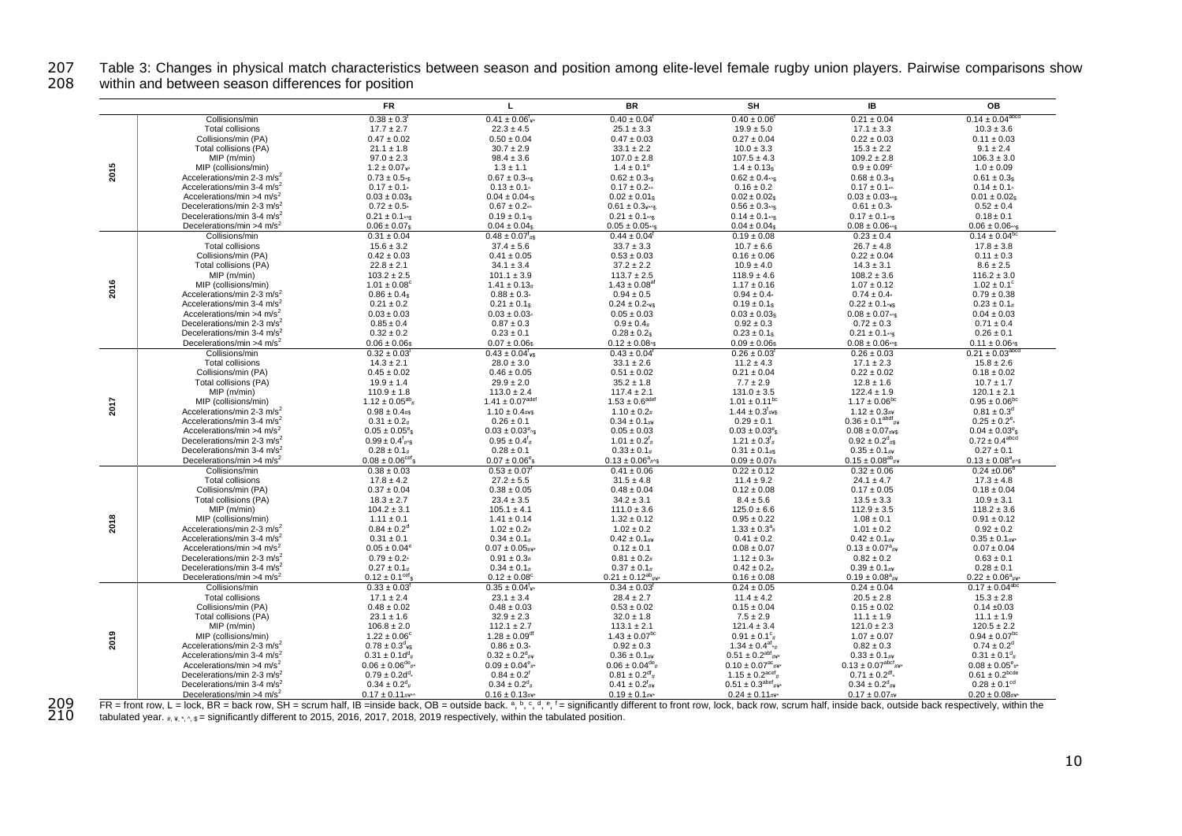Table 3: Changes in physical match characteristics between season and position among elite-level female rugby union players. Pairwise comparisons show within and between season differences for position

| | | FR | L | BR | SH | IB | OB |
|---|---|---|---|---|---|---|---|
| 2015 | Collisions/min | 0.38 ± 0.3$^{f}$ | 0.41 ± 0.06$^{f}_{¥*}$ | 0.40 ± 0.04$^{f}$ | 0.40 ± 0.06$^{f}$ | 0.21 ± 0.04 | 0.14 ± 0.04$^{abcd}$ |
| | Total collisions | 17.7 ± 2.7 | 22.3 ± 4.5 | 25.1 ± 3.3 | 19.9 ± 5.0 | 17.1 ± 3.3 | 10.3 ± 3.6 |
| | Collisions/min (PA) | 0.47 ± 0.02 | 0.50 ± 0.04 | 0.47 ± 0.03 | 0.27 ± 0.04 | 0.22 ± 0.03 | 0.11 ± 0.03 |
| | Total collisions (PA) | 21.1 ± 1.8 | 30.7 ± 2.9 | 33.1 ± 2.2 | 10.0 ± 3.3 | 15.3 ± 2.2 | 9.1 ± 2.4 |
| | MIP (m/min) | 97.0 ± 2.3 | 98.4 ± 3.6 | 107.0 ± 2.8 | 107.5 ± 4.3 | 109.2 ± 2.8 | 106.3 ± 3.0 |
| | MIP (collisions/min) | 1.2 ± 0.07$_{¥*}$ | 1.3 ± 1.1 | 1.4 ± 0.1$^{e}$ | 1.4 ± 0.13$_{\$}$ | 0.9 ± 0.09$^{c}$ | 1.0 ± 0.09 |
| | Accelerations/min 2-3 m/s$^{2}$ | 0.73 ± 0.5$_{*\$}$ | 0.67 ± 0.3$_{*\$}$ | 0.62 ± 0.3$_{*\$}$ | 0.62 ± 0.4$_{*\$}$ | 0.68 ± 0.3$_{*\$}$ | 0.61 ± 0.3$_{\$}$ |
| | Accelerations/min 3-4 m/s$^{2}$ | 0.17 ± 0.1$_{*}$ | 0.13 ± 0.1$_{*}$ | 0.17 ± 0.2$_{*^}$ | 0.16 ± 0.2 | 0.17 ± 0.1$_{*}$ | 0.14 ± 0.1$_{*}$ |
| | Accelerations/min >4 m/s$^{2}$ | 0.03 ± 0.03$_{\$}$ | 0.04 ± 0.04$_{*\$}$ | 0.02 ± 0.01$_{\$}$ | 0.02 ± 0.02$_{\$}$ | 0.03 ± 0.03$_{*\$}$ | 0.01 ± 0.02$_{\$}$ |
| | Decelerations/min 2-3 m/s$^{2}$ | 0.72 ± 0.5$_{*}$ | 0.67 ± 0.2$_{*^}$ | 0.61 ± 0.3$_{¥*^\$}$ | 0.56 ± 0.3$_{*^\$}$ | 0.61 ± 0.3$_{*}$ | 0.52 ± 0.4 |
| | Decelerations/min 3-4 m/s$^{2}$ | 0.21 ± 0.1$_{*^\$}$ | 0.19 ± 0.1$_{*\$}$ | 0.21 ± 0.1$_{*^\$}$ | 0.14 ± 0.1$_{*^\$}$ | 0.17 ± 0.1$_{*\$}$ | 0.18 ± 0.1 |
| | Decelerations/min >4 m/s$^{2}$ | 0.06 ± 0.07$_{\$}$ | 0.04 ± 0.04$_{\$}$ | 0.05 ± 0.05$_{*^\$}$ | 0.04 ± 0.04$_{\$}$ | 0.08 ± 0.06$_{*^\$}$ | 0.06 ± 0.06$_{*^\$}$ |
| 2016 | Collisions/min | 0.31 ± 0.04 | 0.48 ± 0.07$^{f}_{#\$}$ | 0.44 ± 0.04$^{f}$ | 0.19 ± 0.08 | 0.23 ± 0.4 | 0.14 ± 0.04$^{bc}$ |
| | Total collisions | 15.6 ± 3.2 | 37.4 ± 5.6 | 33.7 ± 3.3 | 10.7 ± 6.6 | 26.7 ± 4.8 | 17.8 ± 3.8 |
| | Collisions/min (PA) | 0.42 ± 0.03 | 0.41 ± 0.05 | 0.53 ± 0.03 | 0.16 ± 0.06 | 0.22 ± 0.04 | 0.11 ± 0.3 |
| | Total collisions (PA) | 22.8 ± 2.1 | 34.1 ± 3.4 | 37.2 ± 2.2 | 10.9 ± 4.0 | 14.3 ± 3.1 | 8.6 ± 2.5 |
| | MIP (m/min) | 103.2 ± 2.5 | 101.1 ± 3.9 | 113.7 ± 2.5 | 118.9 ± 4.6 | 108.2 ± 3.6 | 116.2 ± 3.0 |
| | MIP (collisions/min) | 1.01 ± 0.08$^{c}$ | 1.41 ± 0.13$_{#}$ | 1.43 ± 0.08$^{af}$ | 1.17 ± 0.16 | 1.07 ± 0.12 | 1.02 ± 0.1$^{c}$ |
| | Accelerations/min 2-3 m/s$^{2}$ | 0.86 ± 0.4$_{\$}$ | 0.88 ± 0.3$_{*}$ | 0.94 ± 0.5 | 0.94 ± 0.4$_{*}$ | 0.74 ± 0.4$_{*}$ | 0.79 ± 0.38 |
| | Accelerations/min 3-4 m/s$^{2}$ | 0.21 ± 0.2 | 0.21 ± 0.1$_{\$}$ | 0.24 ± 0.2$_{*¥\$}$ | 0.19 ± 0.1$_{\$}$ | 0.22 ± 0.1$_{*¥\$}$ | 0.23 ± 0.1$_{#}$ |
| | Accelerations/min >4 m/s$^{2}$ | 0.03 ± 0.03 | 0.03 ± 0.03$_{^}$ | 0.05 ± 0.03 | 0.03 ± 0.03$_{\$}$ | 0.08 ± 0.07$_{*^\$}$ | 0.04 ± 0.03 |
| | Decelerations/min 2-3 m/s$^{2}$ | 0.85 ± 0.4 | 0.87 ± 0.3 | 0.9 ± 0.4$_{#}$ | 0.92 ± 0.3 | 0.72 ± 0.3 | 0.71 ± 0.4 |
| | Decelerations/min 3-4 m/s$^{2}$ | 0.32 ± 0.2 | 0.23 ± 0.1 | 0.28 ± 0.2$_{\$}$ | 0.23 ± 0.1$_{\$}$ | 0.21 ± 0.1$_{*\$}$ | 0.26 ± 0.1 |
| | Decelerations/min >4 m/s$^{2}$ | 0.06 ± 0.06$_{\$}$ | 0.07 ± 0.06$_{\$}$ | 0.12 ± 0.08$_{*\$}$ | 0.09 ± 0.06$_{\$}$ | 0.08 ± 0.06$_{*^\$}$ | 0.11 ± 0.06$_{*\$}$ |
| 2017 | Collisions/min | 0.32 ± 0.03$^{f}$ | 0.43 ± 0.04$^{f}_{¥\$}$ | 0.43 ± 0.04$^{f}$ | 0.26 ± 0.03$^{f}$ | 0.26 ± 0.03 | 0.21 ± 0.03$^{abcd}$ |
| | Total collisions | 14.3 ± 2.1 | 28.0 ± 3.0 | 33.1 ± 2.6 | 11.2 ± 4.3 | 17.1 ± 2.3 | 15.8 ± 2.6 |
| | Collisions/min (PA) | 0.45 ± 0.02 | 0.46 ± 0.05 | 0.51 ± 0.02 | 0.21 ± 0.04 | 0.22 ± 0.02 | 0.18 ± 0.02 |
| | Total collisions (PA) | 19.9 ± 1.4 | 29.9 ± 2.0 | 35.2 ± 1.8 | 7.7 ± 2.9 | 12.8 ± 1.6 | 10.7 ± 1.7 |
| | MIP (m/min) | 110.9 ± 1.8 | 113.0 ± 2.4 | 117.4 ± 2.1 | 131.0 ± 3.5 | 122.4 ± 1.9 | 120.1 ± 2.1 |
| | MIP (collisions/min) | 1.12 ± 0.05$^{ab}_{#}$ | 1.41 ± 0.07$^{adef}$ | 1.53 ± 0.06$^{adef}$ | 1.01 ± 0.11$^{bc}$ | 1.17 ± 0.06$^{bc}$ | 0.95 ± 0.06$^{bc}$ |
| | Accelerations/min 2-3 m/s$^{2}$ | 0.98 ± 0.4$_{#\$}$ | 1.10 ± 0.4$_{#¥\$}$ | 1.10 ± 0.2$_{#}$ | 1.44 ± 0.3$^{f}_{#¥\$}$ | 1.12 ± 0.3$_{#¥}$ | 0.81 ± 0.3$^{d}$ |
| | Accelerations/min 3-4 m/s$^{2}$ | 0.31 ± 0.2$_{#}$ | 0.26 ± 0.1 | 0.34 ± 0.1$_{#¥}$ | 0.29 ± 0.1 | 0.36 ± 0.1$^{abdf}_{#¥}$ | 0.25 ± 0.2$^{e}_{*}$ |
| | Accelerations/min >4 m/s$^{2}$ | 0.05 ± 0.05$^{e}_{\$}$ | 0.03 ± 0.03$^{e}_{^\$}$ | 0.05 ± 0.03 | 0.03 ± 0.03$^{e}_{\$}$ | 0.08 ± 0.07$_{#¥\$}$ | 0.04 ± 0.03$^{e}_{\$}$ |
| | Decelerations/min 2-3 m/s$^{2}$ | 0.99 ± 0.4$^{f}_{#\$}$ | 0.95 ± 0.4$^{f}_{#}$ | 1.01 ± 0.2$^{f}_{#}$ | 1.21 ± 0.3$^{f}_{#}$ | 0.92 ± 0.2$^{d}_{#\$}$ | 0.72 ± 0.4$^{abcd}$ |
| | Decelerations/min 3-4 m/s$^{2}$ | 0.28 ± 0.1$_{#}$ | 0.28 ± 0.1 | 0.33 ± 0.1$_{#}$ | 0.31 ± 0.1$_{#\$}$ | 0.35 ± 0.1$_{#¥}$ | 0.27 ± 0.1 |
| | Decelerations/min >4 m/s$^{2}$ | 0.08 ± 0.06$^{cef}_{\$}$ | 0.07 ± 0.06$^{e}_{\$}$ | 0.13 ± 0.06$^{a}_{#^\$}$ | 0.09 ± 0.07$_{\$}$ | 0.15 ± 0.08$^{ab}_{#¥}$ | 0.13 ± 0.08$^{a}_{#^\$}$ |
| 2018 | Collisions/min | 0.38 ± 0.03 | 0.53 ± 0.07$^{f}$ | 0.41 ± 0.06 | 0.22 ± 0.12 | 0.32 ± 0.06 | 0.24 ±0.06$^{b}$ |
| | Total collisions | 17.8 ± 4.2 | 27.2 ± 5.5 | 31.5 ± 4.8 | 11.4 ± 9.2 | 24.1 ± 4.7 | 17.3 ± 4.8 |
| | Collisions/min (PA) | 0.37 ± 0.04 | 0.38 ± 0.05 | 0.48 ± 0.04 | 0.12 ± 0.08 | 0.17 ± 0.05 | 0.18 ± 0.04 |
| | Total collisions (PA) | 18.3 ± 2.7 | 23.4 ± 3.5 | 34.2 ± 3.1 | 8.4 ± 5.6 | 13.5 ± 3.3 | 10.9 ± 3.1 |
| | MIP (m/min) | 104.2 ± 3.1 | 105.1 ± 4.1 | 111.0 ± 3.6 | 125.0 ± 6.6 | 112.9 ± 3.5 | 118.2 ± 3.6 |
| | MIP (collisions/min) | 1.11 ± 0.1 | 1.41 ± 0.14 | 1.32 ± 0.12 | 0.95 ± 0.22 | 1.08 ± 0.1 | 0.91 ± 0.12 |
| | Accelerations/min 2-3 m/s$^{2}$ | 0.84 ± 0.2$^{d}$ | 1.02 ± 0.2$_{#}$ | 1.02 ± 0.2 | 1.33 ± 0.3$^{a}_{#}$ | 1.01 ± 0.2 | 0.92 ± 0.2 |
| | Accelerations/min 3-4 m/s$^{2}$ | 0.31 ± 0.1 | 0.34 ± 0.1$_{#}$ | 0.42 ± 0.1$_{#¥}$ | 0.41 ± 0.2 | 0.42 ± 0.1$_{#¥}$ | 0.35 ± 0.1$_{#¥*}$ |
| | Accelerations/min >4 m/s$^{2}$ | 0.05 ± 0.04$^{e}$ | 0.07 ± 0.05$_{#¥*}$ | 0.12 ± 0.1 | 0.08 ± 0.07 | 0.13 ± 0.07$^{a}_{#¥}$ | 0.07 ± 0.04 |
| | Decelerations/min 2-3 m/s$^{2}$ | 0.79 ± 0.2$_{*}$ | 0.91 ± 0.3$_{#}$ | 0.81 ± 0.2$_{#}$ | 1.12 ± 0.3$_{#}$ | 0.82 ± 0.2 | 0.63 ± 0.1 |
| | Decelerations/min 3-4 m/s$^{2}$ | 0.27 ± 0.1$_{#}$ | 0.34 ± 0.1$_{#}$ | 0.37 ± 0.1$_{#}$ | 0.42 ± 0.2$_{#}$ | 0.39 ± 0.1$_{#¥}$ | 0.28 ± 0.1 |
| | Decelerations/min >4 m/s$^{2}$ | 0.12 ± 0.1$^{cef}_{\$}$ | 0.12 ± 0.08$^{c}$ | 0.21 ± 0.12$^{ab}_{#¥*}$ | 0.16 ± 0.08 | 0.19 ± 0.08$^{a}_{#¥}$ | 0.22 ± 0.06$^{a}_{#¥*}$ |
| 2019 | Collisions/min | 0.33 ± 0.03$^{f}$ | 0.35 ± 0.04$^{f}_{¥*}$ | 0.34 ± 0.03$^{f}$ | 0.24 ± 0.05 | 0.24 ± 0.04 | 0.17 ± 0.04$^{abc}$ |
| | Total collisions | 17.1 ± 2.4 | 23.1 ± 3.4 | 28.4 ± 2.7 | 11.4 ± 4.2 | 20.5 ± 2.8 | 15.3 ± 2.8 |
| | Collisions/min (PA) | 0.48 ± 0.02 | 0.48 ± 0.03 | 0.53 ± 0.02 | 0.15 ± 0.04 | 0.15 ± 0.02 | 0.14 ±0.03 |
| | Total collisions (PA) | 23.1 ± 1.6 | 32.9 ± 2.3 | 32.0 ± 1.8 | 7.5 ± 2.9 | 11.1 ± 1.9 | 11.1 ± 1.9 |
| | MIP (m/min) | 106.8 ± 2.0 | 112.1 ± 2.7 | 113.1 ± 2.1 | 121.4 ± 3.4 | 121.0 ± 2.3 | 120.5 ± 2.2 |
| | MIP (collisions/min) | 1.22 ± 0.06$^{c}$ | 1.28 ± 0.09$^{df}$ | 1.43 ± 0.07$^{bc}$ | 0.91 ± 0.1$^{c}_{#}$ | 1.07 ± 0.07 | 0.94 ± 0.07$^{bc}$ |
| | Accelerations/min 2-3 m/s$^{2}$ | 0.78 ± 0.3$^{d}_{¥\$}$ | 0.86 ± 0.3$_{*}$ | 0.92 ± 0.3 | 1.34 ± 0.4$^{af}_{*#}$ | 0.82 ± 0.3 | 0.74 ± 0.2$^{d}$ |
| | Accelerations/min 3-4 m/s$^{2}$ | 0.31 ± 0.1d$^{d}_{#}$ | 0.32 ± 0.2$^{d}_{#¥}$ | 0.36 ± 0.1$_{#¥}$ | 0.51 ± 0.2$^{abf}_{#¥*}$ | 0.33 ± 0.1$_{#¥}$ | 0.31 ± 0.1$^{d}_{#}$ |
| | Accelerations/min >4 m/s$^{2}$ | 0.06 ± 0.06$^{de}_{#*}$ | 0.09 ± 0.04$^{e}_{#*}$ | 0.06 ± 0.04$^{de}_{#}$ | 0.10 ± 0.07$^{ac}_{#¥*}$ | 0.13 ± 0.07$^{abcf}_{#¥*}$ | 0.08 ± 0.05$^{e}_{#*}$ |
| | Decelerations/min 2-3 m/s$^{2}$ | 0.79 ± 0.2d$^{d}_{*}$ | 0.84 ± 0.2$^{f}$ | 0.81 ± 0.2$^{df}_{#}$ | 1.15 ± 0.2$^{acef}_{#}$ | 0.71 ± 0.2$^{df}_{*}$ | 0.61 ± 0.2$^{bcde}$ |
| | Decelerations/min 3-4 m/s$^{2}$ | 0.34 ± 0.2$^{d}_{#}$ | 0.34 ± 0.2$^{d}_{#}$ | 0.41 ± 0.2$^{f}_{#¥}$ | 0.51 ± 0.3$^{abef}_{#¥*}$ | 0.34 ± 0.2$^{d}_{#¥}$ | 0.28 ± 0.1$^{cd}$ |
| | Decelerations/min >4 m/s$^{2}$ | 0.17 ± 0.11$_{#¥*^}$ | 0.16 ± 0.13$_{#¥*}$ | 0.19 ± 0.1$_{#¥*}$ | 0.24 ± 0.11$_{#¥*}$ | 0.17 ± 0.07$_{#¥}$ | 0.20 ± 0.08$_{#¥*}$ |

FR = front row, L = lock, BR = back row, SH = scrum half, IB =inside back, OB = outside back. [a], [b], [c], [d], [e], [f] = significantly different to front row, lock, back row, scrum half, inside back, outside back respectively, within the tabulated year. #, ¥, *, ^, $ = significantly different to 2015, 2016, 2017, 2018, 2019 respectively, within the tabulated position.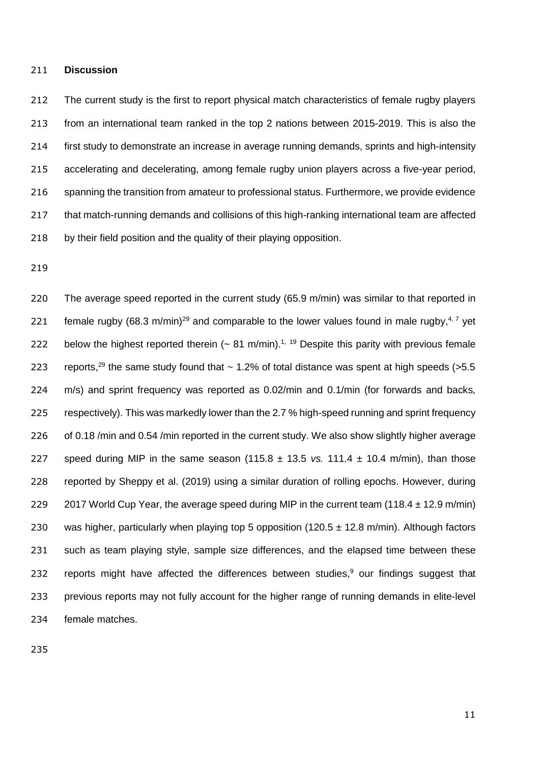## Discussion

The current study is the first to report physical match characteristics of female rugby players from an international team ranked in the top 2 nations between 2015-2019. This is also the first study to demonstrate an increase in average running demands, sprints and high-intensity accelerating and decelerating, among female rugby union players across a five-year period, spanning the transition from amateur to professional status. Furthermore, we provide evidence that match-running demands and collisions of this high-ranking international team are affected by their field position and the quality of their playing opposition.

The average speed reported in the current study (65.9 m/min) was similar to that reported in female rugby (68.3 m/min)[29] and comparable to the lower values found in male rugby,[4, 7] yet below the highest reported therein (~ 81 m/min).[1, 19] Despite this parity with previous female reports,[29] the same study found that ~ 1.2% of total distance was spent at high speeds (>5.5 m/s) and sprint frequency was reported as 0.02/min and 0.1/min (for forwards and backs, respectively). This was markedly lower than the 2.7 % high-speed running and sprint frequency of 0.18 /min and 0.54 /min reported in the current study. We also show slightly higher average speed during MIP in the same season (115.8 ± 13.5 *vs.* 111.4 ± 10.4 m/min), than those reported by Sheppy et al. (2019) using a similar duration of rolling epochs. However, during 2017 World Cup Year, the average speed during MIP in the current team (118.4 ± 12.9 m/min) was higher, particularly when playing top 5 opposition (120.5 ± 12.8 m/min). Although factors such as team playing style, sample size differences, and the elapsed time between these reports might have affected the differences between studies,[9] our findings suggest that previous reports may not fully account for the higher range of running demands in elite-level female matches.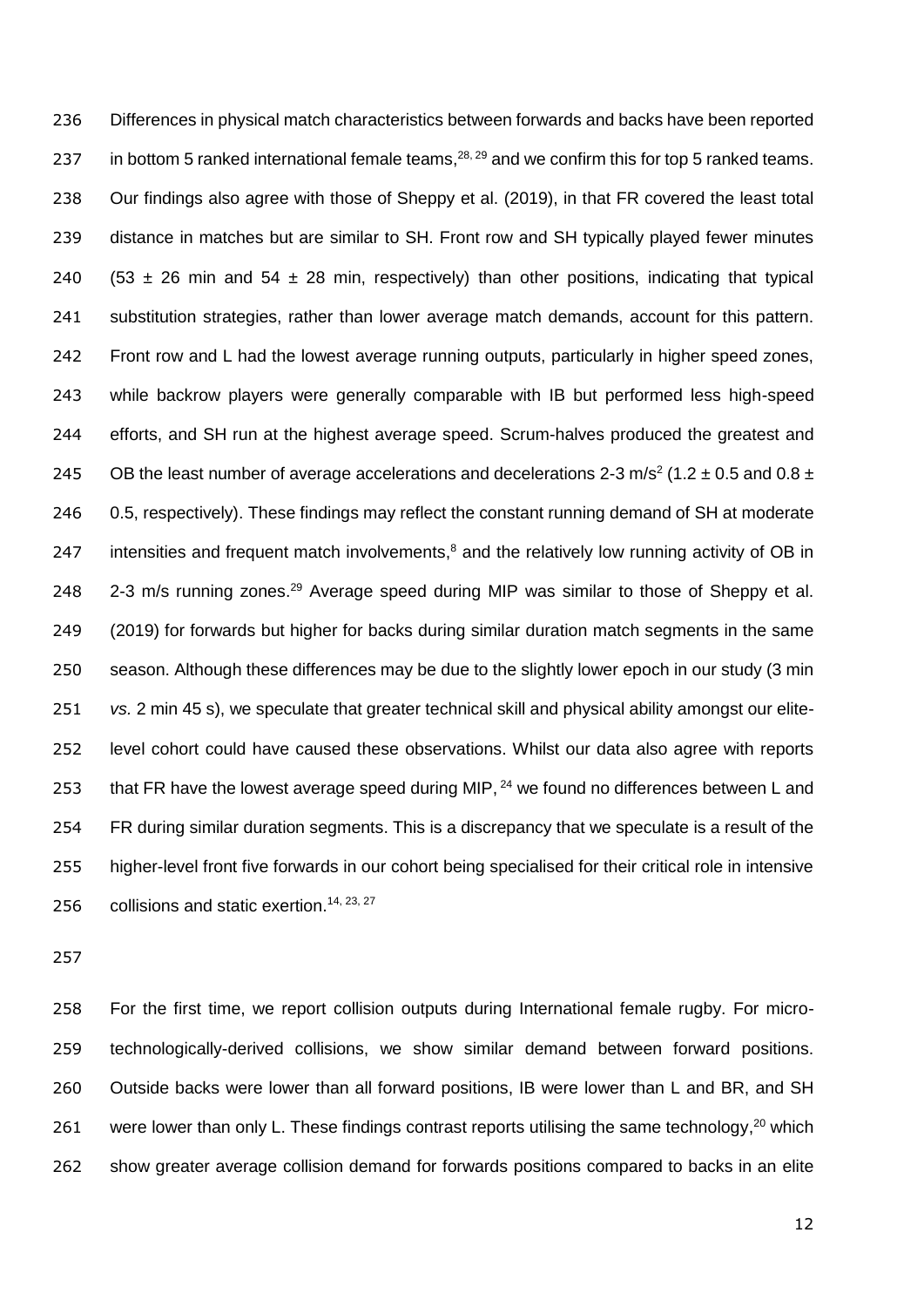Differences in physical match characteristics between forwards and backs have been reported in bottom 5 ranked international female teams,[28, 29] and we confirm this for top 5 ranked teams. Our findings also agree with those of Sheppy et al. (2019), in that FR covered the least total distance in matches but are similar to SH. Front row and SH typically played fewer minutes (53 ± 26 min and 54 ± 28 min, respectively) than other positions, indicating that typical substitution strategies, rather than lower average match demands, account for this pattern. Front row and L had the lowest average running outputs, particularly in higher speed zones, while backrow players were generally comparable with IB but performed less high-speed efforts, and SH run at the highest average speed. Scrum-halves produced the greatest and OB the least number of average accelerations and decelerations 2-3 m/s$^2$ (1.2 ± 0.5 and 0.8 ± 0.5, respectively). These findings may reflect the constant running demand of SH at moderate intensities and frequent match involvements,[8] and the relatively low running activity of OB in 2-3 m/s running zones.[29] Average speed during MIP was similar to those of Sheppy et al. (2019) for forwards but higher for backs during similar duration match segments in the same season. Although these differences may be due to the slightly lower epoch in our study (3 min *vs.* 2 min 45 s), we speculate that greater technical skill and physical ability amongst our elite-level cohort could have caused these observations. Whilst our data also agree with reports that FR have the lowest average speed during MIP, [24] we found no differences between L and FR during similar duration segments. This is a discrepancy that we speculate is a result of the higher-level front five forwards in our cohort being specialised for their critical role in intensive collisions and static exertion.[14, 23, 27]

For the first time, we report collision outputs during International female rugby. For micro-technologically-derived collisions, we show similar demand between forward positions. Outside backs were lower than all forward positions, IB were lower than L and BR, and SH were lower than only L. These findings contrast reports utilising the same technology,[20] which show greater average collision demand for forwards positions compared to backs in an elite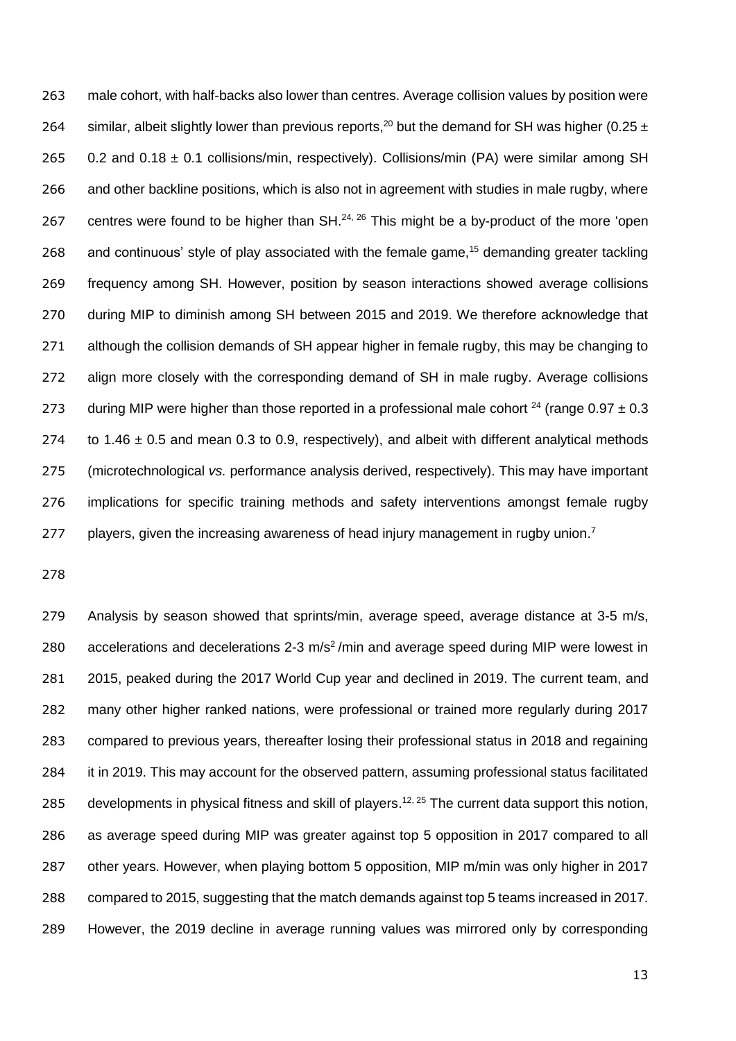male cohort, with half-backs also lower than centres. Average collision values by position were similar, albeit slightly lower than previous reports,[20] but the demand for SH was higher ($0.25 \pm 0.2$ and $0.18 \pm 0.1$ collisions/min, respectively). Collisions/min (PA) were similar among SH and other backline positions, which is also not in agreement with studies in male rugby, where centres were found to be higher than SH.[24, 26] This might be a by-product of the more 'open and continuous' style of play associated with the female game,[15] demanding greater tackling frequency among SH. However, position by season interactions showed average collisions during MIP to diminish among SH between 2015 and 2019. We therefore acknowledge that although the collision demands of SH appear higher in female rugby, this may be changing to align more closely with the corresponding demand of SH in male rugby. Average collisions during MIP were higher than those reported in a professional male cohort [24] (range $0.97 \pm 0.3$ to $1.46 \pm 0.5$ and mean 0.3 to 0.9, respectively), and albeit with different analytical methods (microtechnological *vs.* performance analysis derived, respectively). This may have important implications for specific training methods and safety interventions amongst female rugby players, given the increasing awareness of head injury management in rugby union.[7]

Analysis by season showed that sprints/min, average speed, average distance at 3-5 m/s, accelerations and decelerations 2-3 $m/s^2$ /min and average speed during MIP were lowest in 2015, peaked during the 2017 World Cup year and declined in 2019. The current team, and many other higher ranked nations, were professional or trained more regularly during 2017 compared to previous years, thereafter losing their professional status in 2018 and regaining it in 2019. This may account for the observed pattern, assuming professional status facilitated developments in physical fitness and skill of players.[12, 25] The current data support this notion, as average speed during MIP was greater against top 5 opposition in 2017 compared to all other years. However, when playing bottom 5 opposition, MIP m/min was only higher in 2017 compared to 2015, suggesting that the match demands against top 5 teams increased in 2017. However, the 2019 decline in average running values was mirrored only by corresponding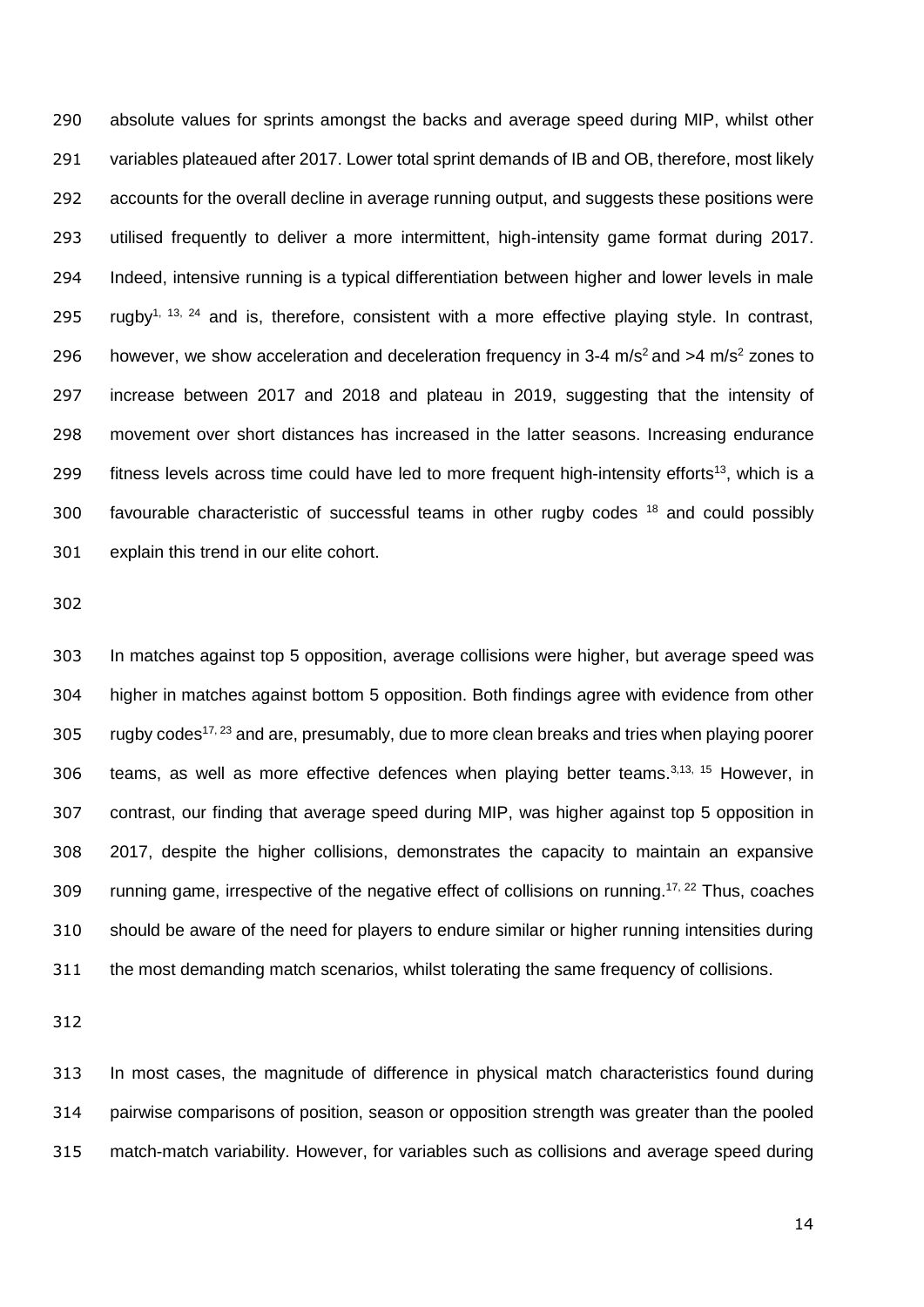absolute values for sprints amongst the backs and average speed during MIP, whilst other variables plateaued after 2017. Lower total sprint demands of IB and OB, therefore, most likely accounts for the overall decline in average running output, and suggests these positions were utilised frequently to deliver a more intermittent, high-intensity game format during 2017. Indeed, intensive running is a typical differentiation between higher and lower levels in male rugby[1, 13, 24] and is, therefore, consistent with a more effective playing style. In contrast, however, we show acceleration and deceleration frequency in 3-4 $m/s^2$ and >4 $m/s^2$ zones to increase between 2017 and 2018 and plateau in 2019, suggesting that the intensity of movement over short distances has increased in the latter seasons. Increasing endurance fitness levels across time could have led to more frequent high-intensity efforts[13], which is a favourable characteristic of successful teams in other rugby codes [18] and could possibly explain this trend in our elite cohort.

In matches against top 5 opposition, average collisions were higher, but average speed was higher in matches against bottom 5 opposition. Both findings agree with evidence from other rugby codes[17, 23] and are, presumably, due to more clean breaks and tries when playing poorer teams, as well as more effective defences when playing better teams.[3,13, 15] However, in contrast, our finding that average speed during MIP, was higher against top 5 opposition in 2017, despite the higher collisions, demonstrates the capacity to maintain an expansive running game, irrespective of the negative effect of collisions on running.[17, 22] Thus, coaches should be aware of the need for players to endure similar or higher running intensities during the most demanding match scenarios, whilst tolerating the same frequency of collisions.

In most cases, the magnitude of difference in physical match characteristics found during pairwise comparisons of position, season or opposition strength was greater than the pooled match-match variability. However, for variables such as collisions and average speed during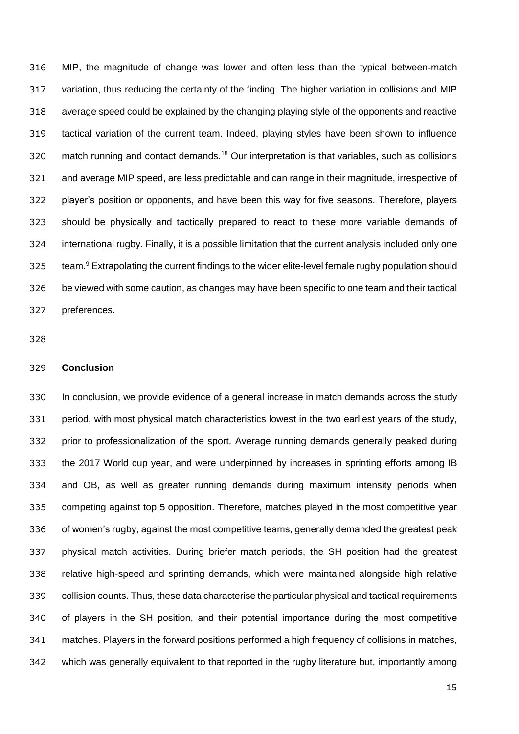MIP, the magnitude of change was lower and often less than the typical between-match variation, thus reducing the certainty of the finding. The higher variation in collisions and MIP average speed could be explained by the changing playing style of the opponents and reactive tactical variation of the current team. Indeed, playing styles have been shown to influence match running and contact demands.[18] Our interpretation is that variables, such as collisions and average MIP speed, are less predictable and can range in their magnitude, irrespective of player's position or opponents, and have been this way for five seasons. Therefore, players should be physically and tactically prepared to react to these more variable demands of international rugby. Finally, it is a possible limitation that the current analysis included only one team.[9] Extrapolating the current findings to the wider elite-level female rugby population should be viewed with some caution, as changes may have been specific to one team and their tactical preferences.

## Conclusion

In conclusion, we provide evidence of a general increase in match demands across the study period, with most physical match characteristics lowest in the two earliest years of the study, prior to professionalization of the sport. Average running demands generally peaked during the 2017 World cup year, and were underpinned by increases in sprinting efforts among IB and OB, as well as greater running demands during maximum intensity periods when competing against top 5 opposition. Therefore, matches played in the most competitive year of women's rugby, against the most competitive teams, generally demanded the greatest peak physical match activities. During briefer match periods, the SH position had the greatest relative high-speed and sprinting demands, which were maintained alongside high relative collision counts. Thus, these data characterise the particular physical and tactical requirements of players in the SH position, and their potential importance during the most competitive matches. Players in the forward positions performed a high frequency of collisions in matches, which was generally equivalent to that reported in the rugby literature but, importantly among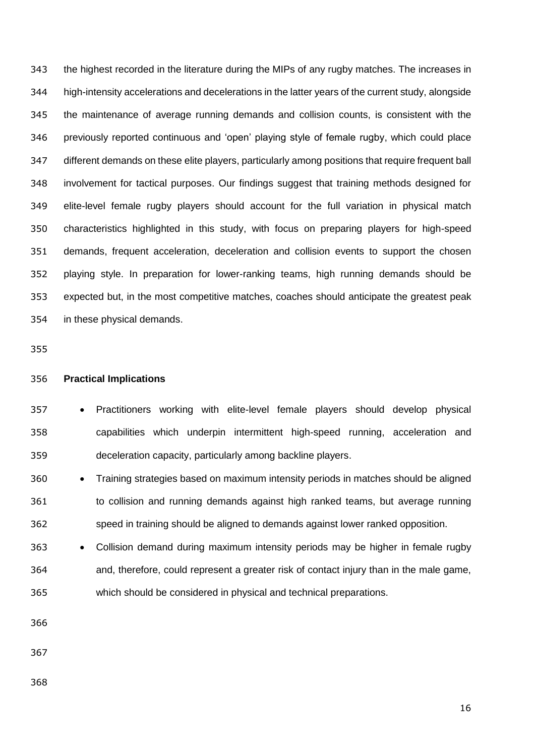the highest recorded in the literature during the MIPs of any rugby matches. The increases in high-intensity accelerations and decelerations in the latter years of the current study, alongside the maintenance of average running demands and collision counts, is consistent with the previously reported continuous and 'open' playing style of female rugby, which could place different demands on these elite players, particularly among positions that require frequent ball involvement for tactical purposes. Our findings suggest that training methods designed for elite-level female rugby players should account for the full variation in physical match characteristics highlighted in this study, with focus on preparing players for high-speed demands, frequent acceleration, deceleration and collision events to support the chosen playing style. In preparation for lower-ranking teams, high running demands should be expected but, in the most competitive matches, coaches should anticipate the greatest peak in these physical demands.

**Practical Implications**

- Practitioners working with elite-level female players should develop physical capabilities which underpin intermittent high-speed running, acceleration and deceleration capacity, particularly among backline players.
- Training strategies based on maximum intensity periods in matches should be aligned to collision and running demands against high ranked teams, but average running speed in training should be aligned to demands against lower ranked opposition.
- Collision demand during maximum intensity periods may be higher in female rugby and, therefore, could represent a greater risk of contact injury than in the male game, which should be considered in physical and technical preparations.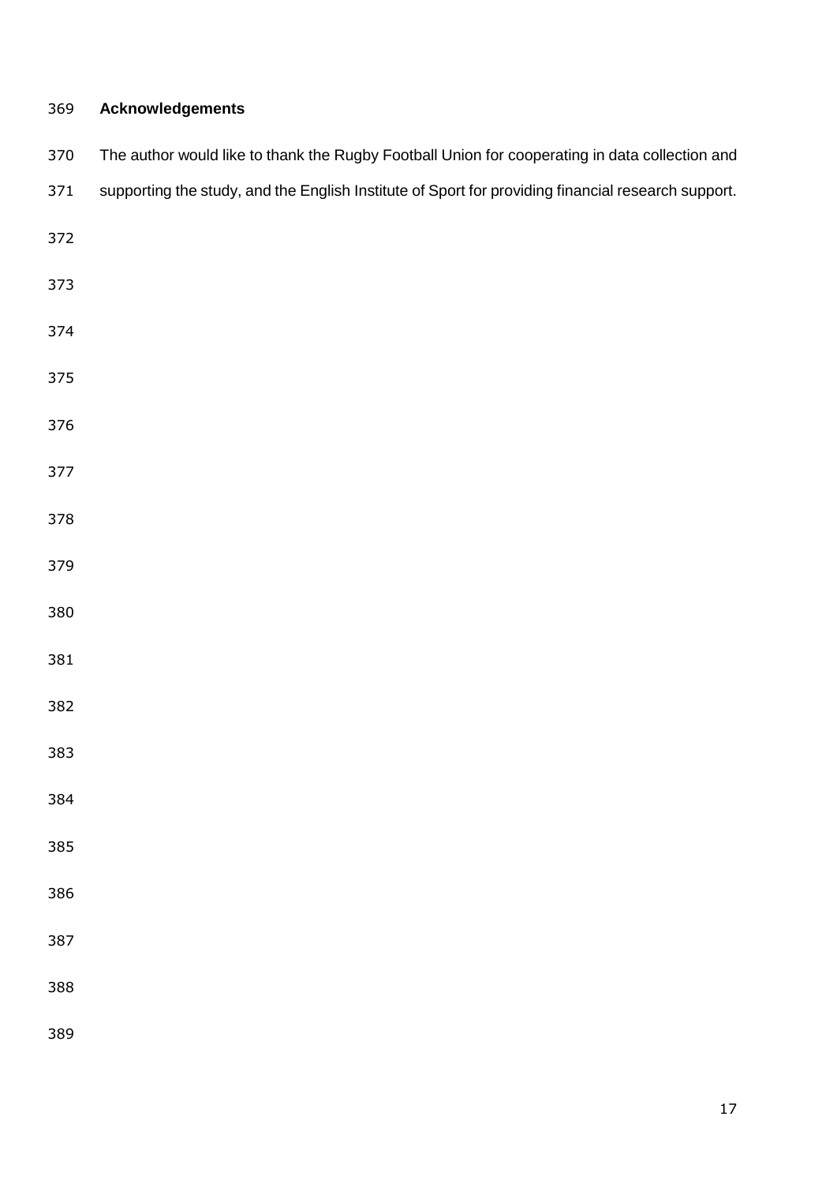## Acknowledgements

The author would like to thank the Rugby Football Union for cooperating in data collection and supporting the study, and the English Institute of Sport for providing financial research support.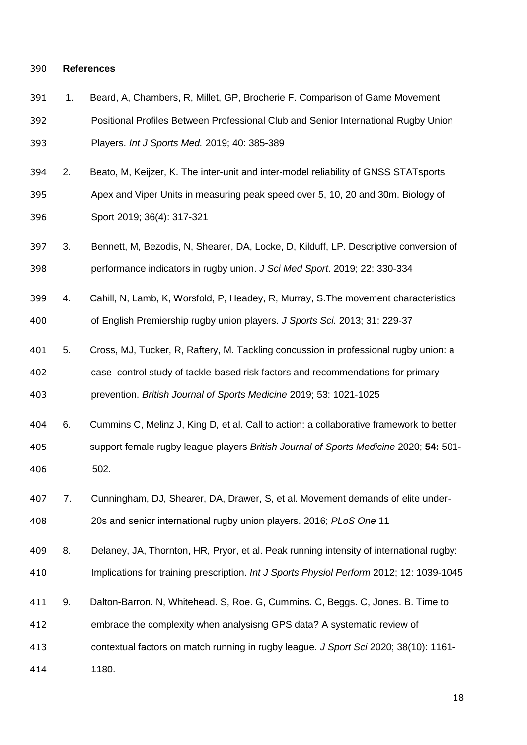**References**

1. Beard, A, Chambers, R, Millet, GP, Brocherie F. Comparison of Game Movement Positional Profiles Between Professional Club and Senior International Rugby Union Players. *Int J Sports Med.* 2019; 40: 385-389

2. Beato, M, Keijzer, K. The inter-unit and inter-model reliability of GNSS STATsports Apex and Viper Units in measuring peak speed over 5, 10, 20 and 30m. Biology of Sport 2019; 36(4): 317-321

3. Bennett, M, Bezodis, N, Shearer, DA, Locke, D, Kilduff, LP. Descriptive conversion of performance indicators in rugby union. *J Sci Med Sport*. 2019; 22: 330-334

4. Cahill, N, Lamb, K, Worsfold, P, Headey, R, Murray, S.The movement characteristics of English Premiership rugby union players. *J Sports Sci.* 2013; 31: 229-37

5. Cross, MJ, Tucker, R, Raftery, M*.* Tackling concussion in professional rugby union: a case–control study of tackle-based risk factors and recommendations for primary prevention. *British Journal of Sports Medicine* 2019; 53: 1021-1025

6. Cummins C, Melinz J, King D*,* et al. Call to action: a collaborative framework to better support female rugby league players *British Journal of Sports Medicine* 2020; **54:** 501-502.

7. Cunningham, DJ, Shearer, DA, Drawer, S, et al. Movement demands of elite under-20s and senior international rugby union players. 2016; *PLoS One* 11

8. Delaney, JA, Thornton, HR, Pryor, et al. Peak running intensity of international rugby: Implications for training prescription. *Int J Sports Physiol Perform* 2012; 12: 1039-1045

9. Dalton-Barron. N, Whitehead. S, Roe. G, Cummins. C, Beggs. C, Jones. B. Time to embrace the complexity when analysisng GPS data? A systematic review of contextual factors on match running in rugby league. *J Sport Sci* 2020; 38(10): 1161-1180.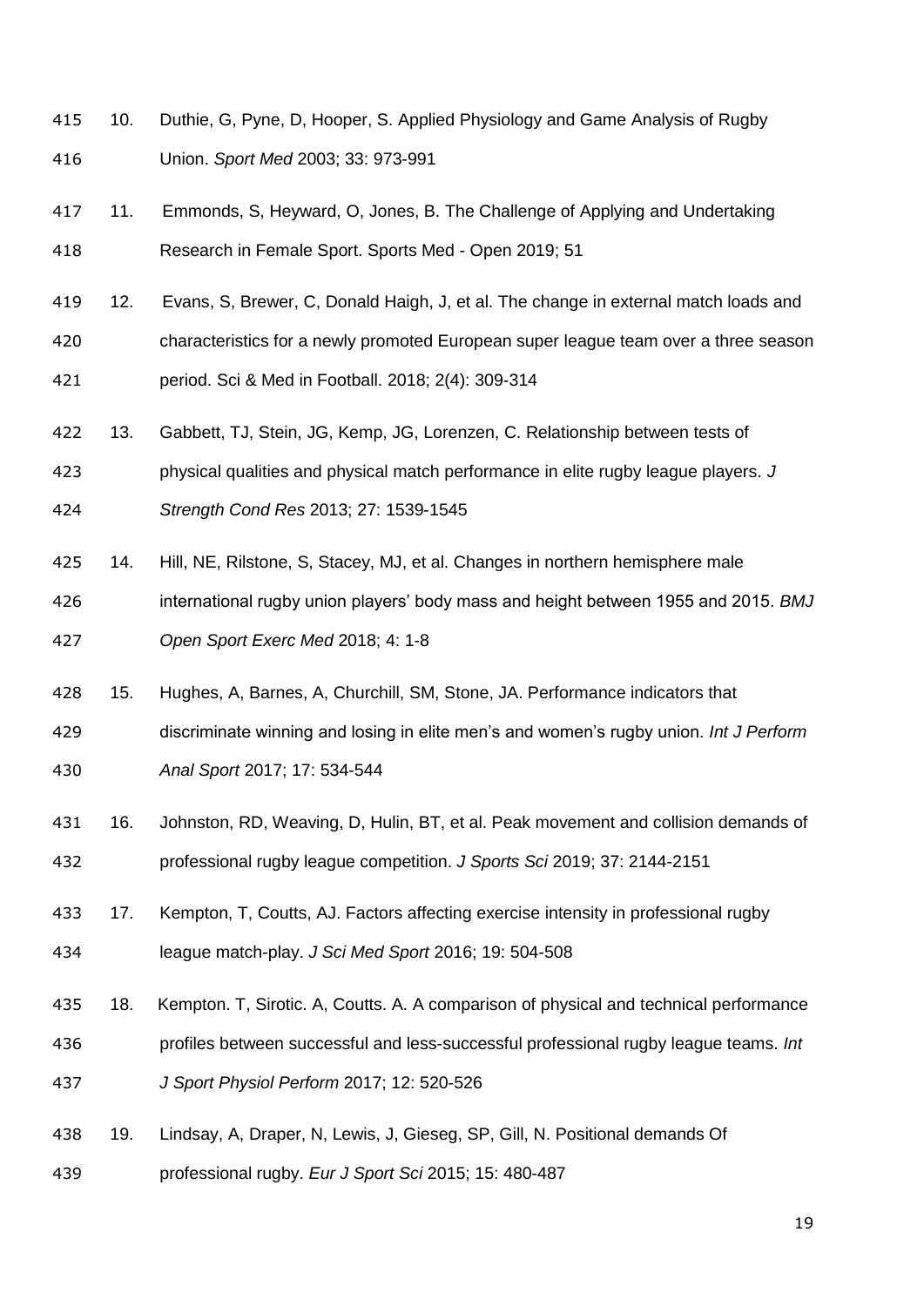10. Duthie, G, Pyne, D, Hooper, S. Applied Physiology and Game Analysis of Rugby Union. *Sport Med* 2003; 33: 973-991
11. Emmonds, S, Heyward, O, Jones, B. The Challenge of Applying and Undertaking Research in Female Sport. Sports Med - Open 2019; 51
12. Evans, S, Brewer, C, Donald Haigh, J, et al. The change in external match loads and characteristics for a newly promoted European super league team over a three season period. Sci & Med in Football. 2018; 2(4): 309-314
13. Gabbett, TJ, Stein, JG, Kemp, JG, Lorenzen, C. Relationship between tests of physical qualities and physical match performance in elite rugby league players. *J Strength Cond Res* 2013; 27: 1539-1545
14. Hill, NE, Rilstone, S, Stacey, MJ, et al. Changes in northern hemisphere male international rugby union players' body mass and height between 1955 and 2015. *BMJ Open Sport Exerc Med* 2018; 4: 1-8
15. Hughes, A, Barnes, A, Churchill, SM, Stone, JA. Performance indicators that discriminate winning and losing in elite men's and women's rugby union. *Int J Perform Anal Sport* 2017; 17: 534-544
16. Johnston, RD, Weaving, D, Hulin, BT, et al. Peak movement and collision demands of professional rugby league competition. *J Sports Sci* 2019; 37: 2144-2151
17. Kempton, T, Coutts, AJ. Factors affecting exercise intensity in professional rugby league match-play. *J Sci Med Sport* 2016; 19: 504-508
18. Kempton. T, Sirotic. A, Coutts. A. A comparison of physical and technical performance profiles between successful and less-successful professional rugby league teams. *Int J Sport Physiol Perform* 2017; 12: 520-526
19. Lindsay, A, Draper, N, Lewis, J, Gieseg, SP, Gill, N. Positional demands Of professional rugby. *Eur J Sport Sci* 2015; 15: 480-487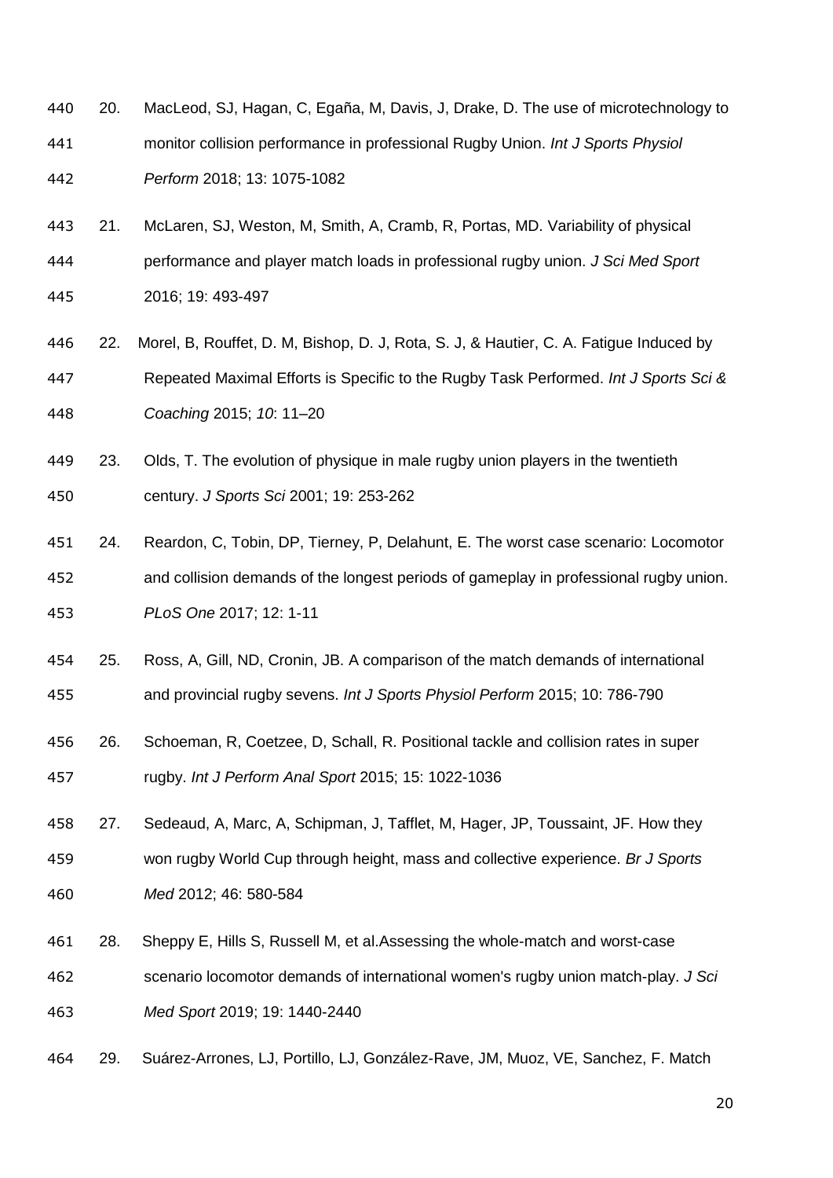20. MacLeod, SJ, Hagan, C, Egaña, M, Davis, J, Drake, D. The use of microtechnology to monitor collision performance in professional Rugby Union. *Int J Sports Physiol Perform* 2018; 13: 1075-1082

21. McLaren, SJ, Weston, M, Smith, A, Cramb, R, Portas, MD. Variability of physical performance and player match loads in professional rugby union. *J Sci Med Sport* 2016; 19: 493-497

22. Morel, B, Rouffet, D. M, Bishop, D. J, Rota, S. J, & Hautier, C. A. Fatigue Induced by Repeated Maximal Efforts is Specific to the Rugby Task Performed. *Int J Sports Sci & Coaching* 2015; *10*: 11–20

23. Olds, T. The evolution of physique in male rugby union players in the twentieth century. *J Sports Sci* 2001; 19: 253-262

24. Reardon, C, Tobin, DP, Tierney, P, Delahunt, E. The worst case scenario: Locomotor and collision demands of the longest periods of gameplay in professional rugby union. *PLoS One* 2017; 12: 1-11

25. Ross, A, Gill, ND, Cronin, JB. A comparison of the match demands of international and provincial rugby sevens. *Int J Sports Physiol Perform* 2015; 10: 786-790

26. Schoeman, R, Coetzee, D, Schall, R. Positional tackle and collision rates in super rugby. *Int J Perform Anal Sport* 2015; 15: 1022-1036

27. Sedeaud, A, Marc, A, Schipman, J, Tafflet, M, Hager, JP, Toussaint, JF. How they won rugby World Cup through height, mass and collective experience. *Br J Sports Med* 2012; 46: 580-584

28. Sheppy E, Hills S, Russell M, et al.Assessing the whole-match and worst-case scenario locomotor demands of international women's rugby union match-play. *J Sci Med Sport* 2019; 19: 1440-2440

29. Suárez-Arrones, LJ, Portillo, LJ, González-Rave, JM, Muoz, VE, Sanchez, F. Match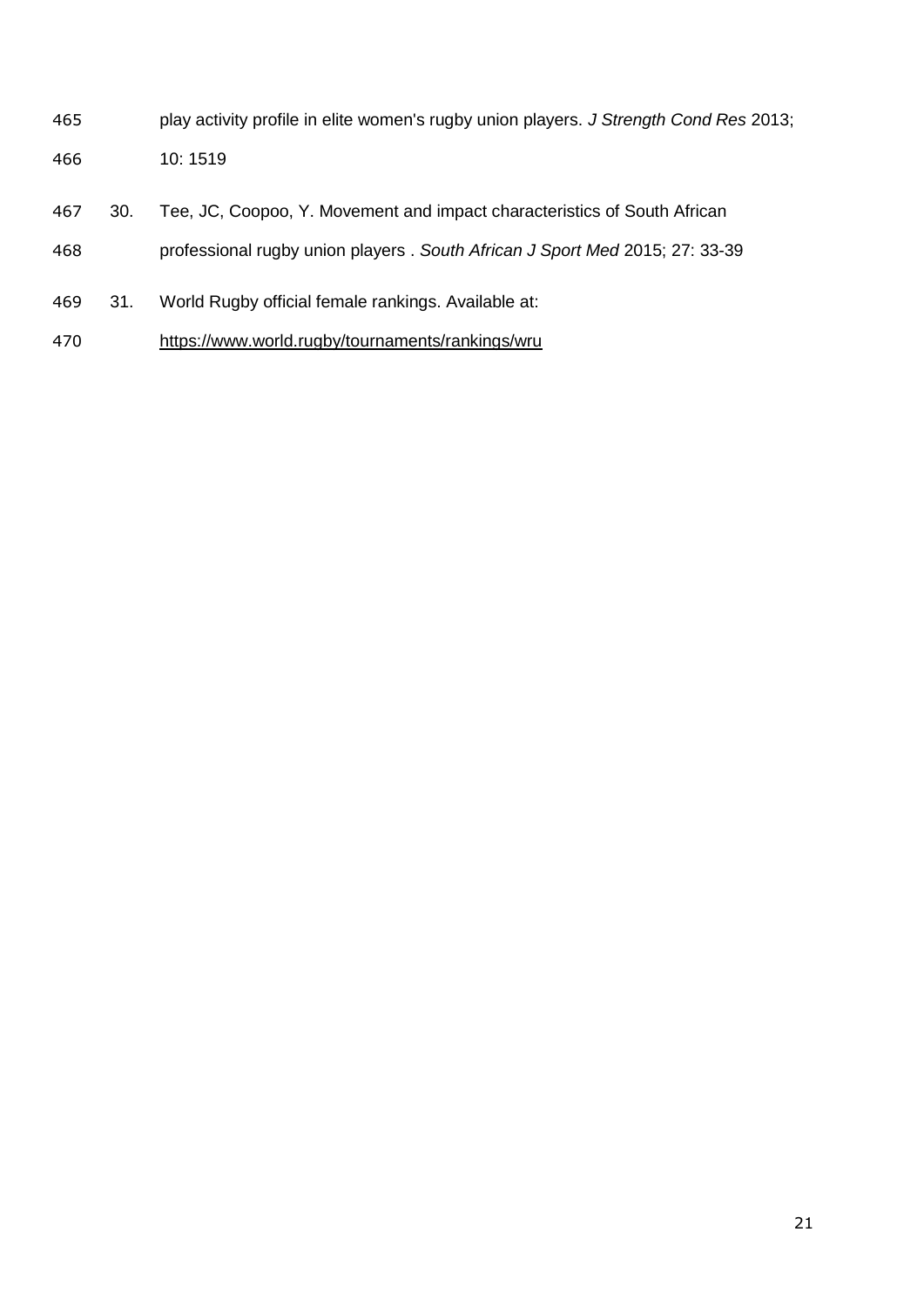play activity profile in elite women's rugby union players. *J Strength Cond Res* 2013; 10: 1519

30. Tee, JC, Coopoo, Y. Movement and impact characteristics of South African professional rugby union players . *South African J Sport Med* 2015; 27: 33-39

31. World Rugby official female rankings. Available at: https://www.world.rugby/tournaments/rankings/wru